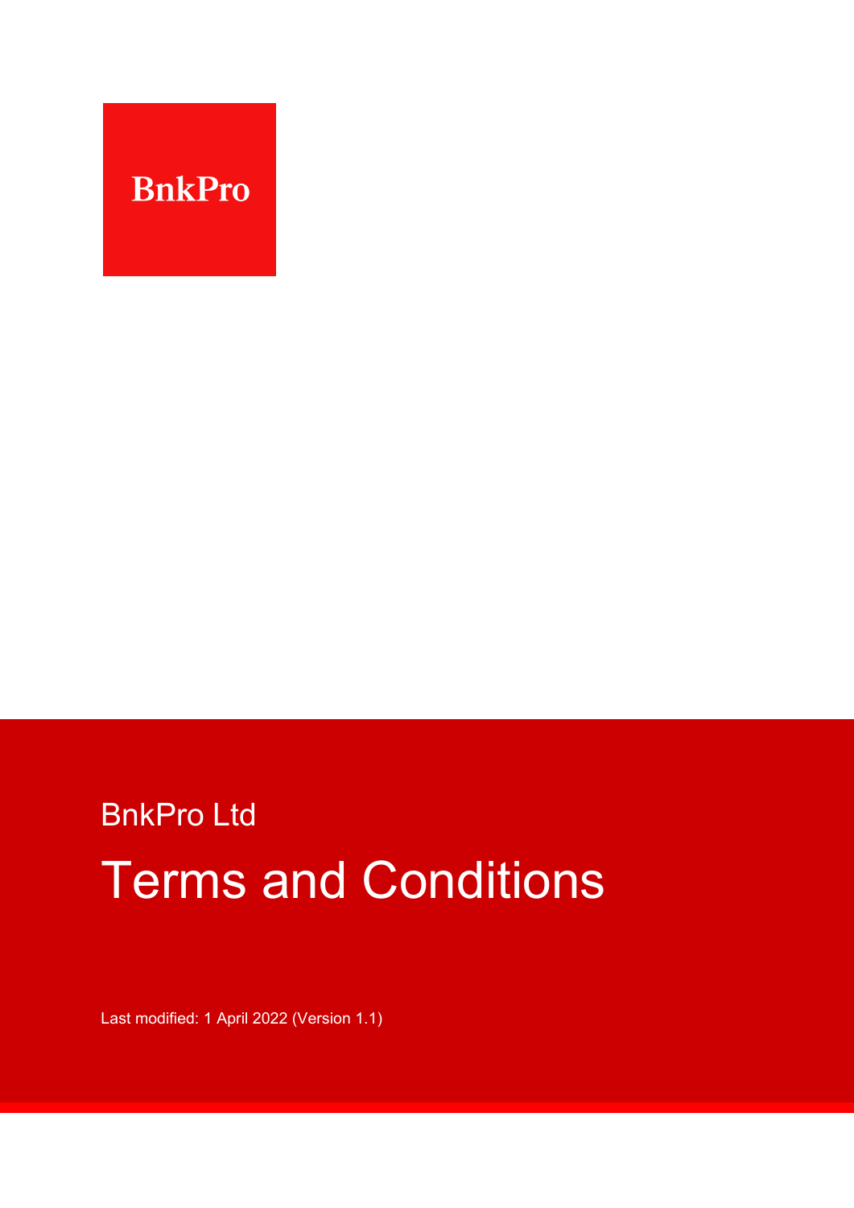BnkPro

BnkPro Ltd

# Terms and Conditions

Last modified: 1 April 2022 (Version 1.1)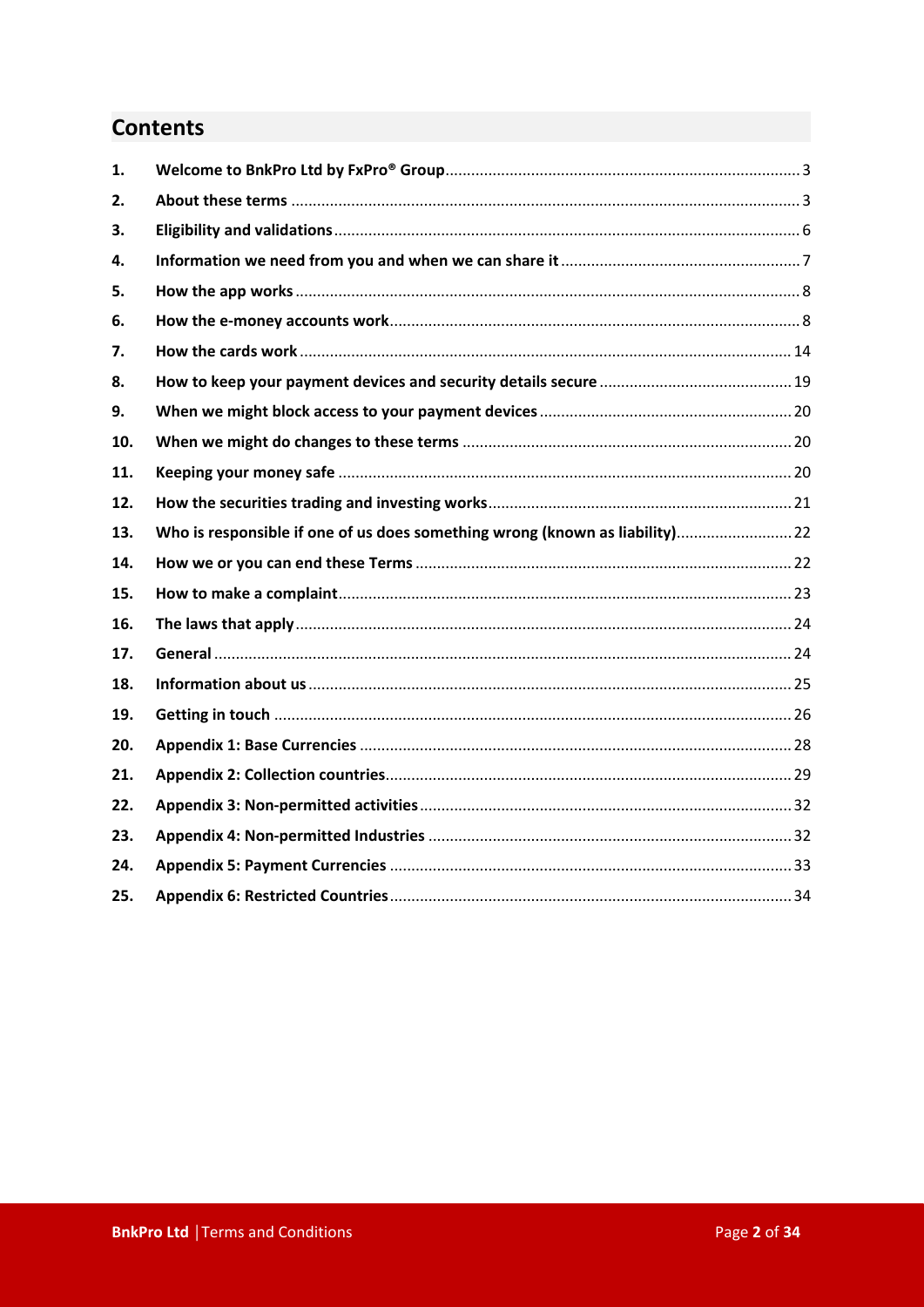## Contents

| | | |
|---|---|---|
| 1. | **Welcome to BnkPro Ltd by FxPro® Group** | 3 |
| 2. | **About these terms** | 3 |
| 3. | **Eligibility and validations** | 6 |
| 4. | **Information we need from you and when we can share it** | 7 |
| 5. | **How the app works** | 8 |
| 6. | **How the e-money accounts work** | 8 |
| 7. | **How the cards work** | 14 |
| 8. | **How to keep your payment devices and security details secure** | 19 |
| 9. | **When we might block access to your payment devices** | 20 |
| 10. | **When we might do changes to these terms** | 20 |
| 11. | **Keeping your money safe** | 20 |
| 12. | **How the securities trading and investing works** | 21 |
| 13. | **Who is responsible if one of us does something wrong (known as liability)** | 22 |
| 14. | **How we or you can end these Terms** | 22 |
| 15. | **How to make a complaint** | 23 |
| 16. | **The laws that apply** | 24 |
| 17. | **General** | 24 |
| 18. | **Information about us** | 25 |
| 19. | **Getting in touch** | 26 |
| 20. | **Appendix 1: Base Currencies** | 28 |
| 21. | **Appendix 2: Collection countries** | 29 |
| 22. | **Appendix 3: Non-permitted activities** | 32 |
| 23. | **Appendix 4: Non-permitted Industries** | 32 |
| 24. | **Appendix 5: Payment Currencies** | 33 |
| 25. | **Appendix 6: Restricted Countries** | 34 |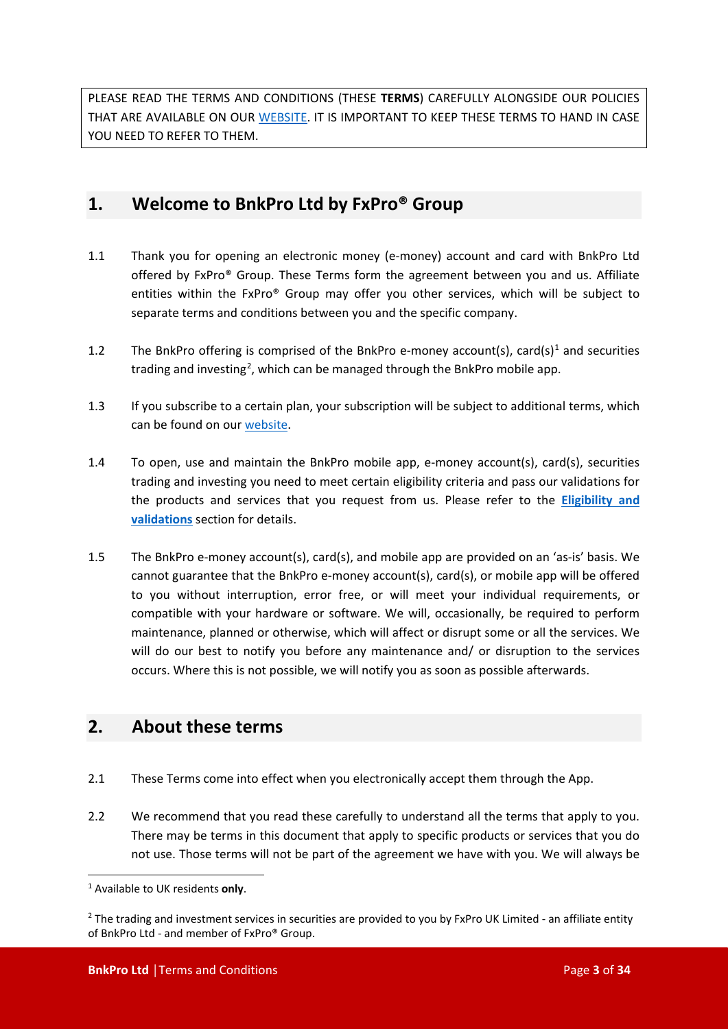PLEASE READ THE TERMS AND CONDITIONS (THESE **TERMS**) CAREFULLY ALONGSIDE OUR POLICIES THAT ARE AVAILABLE ON OUR WEBSITE. IT IS IMPORTANT TO KEEP THESE TERMS TO HAND IN CASE YOU NEED TO REFER TO THEM.

## 1. Welcome to BnkPro Ltd by FxPro® Group

1.1 Thank you for opening an electronic money (e-money) account and card with BnkPro Ltd offered by FxPro® Group. These Terms form the agreement between you and us. Affiliate entities within the FxPro® Group may offer you other services, which will be subject to separate terms and conditions between you and the specific company.

1.2 The BnkPro offering is comprised of the BnkPro e-money account(s), card(s)[1] and securities trading and investing[2], which can be managed through the BnkPro mobile app.

1.3 If you subscribe to a certain plan, your subscription will be subject to additional terms, which can be found on our website.

1.4 To open, use and maintain the BnkPro mobile app, e-money account(s), card(s), securities trading and investing you need to meet certain eligibility criteria and pass our validations for the products and services that you request from us. Please refer to the **Eligibility and validations** section for details.

1.5 The BnkPro e-money account(s), card(s), and mobile app are provided on an 'as-is' basis. We cannot guarantee that the BnkPro e-money account(s), card(s), or mobile app will be offered to you without interruption, error free, or will meet your individual requirements, or compatible with your hardware or software. We will, occasionally, be required to perform maintenance, planned or otherwise, which will affect or disrupt some or all the services. We will do our best to notify you before any maintenance and/ or disruption to the services occurs. Where this is not possible, we will notify you as soon as possible afterwards.

## 2. About these terms

2.1 These Terms come into effect when you electronically accept them through the App.

2.2 We recommend that you read these carefully to understand all the terms that apply to you. There may be terms in this document that apply to specific products or services that you do not use. Those terms will not be part of the agreement we have with you. We will always be

---

[1] Available to UK residents **only**.

[2] The trading and investment services in securities are provided to you by FxPro UK Limited - an affiliate entity of BnkPro Ltd - and member of FxPro® Group.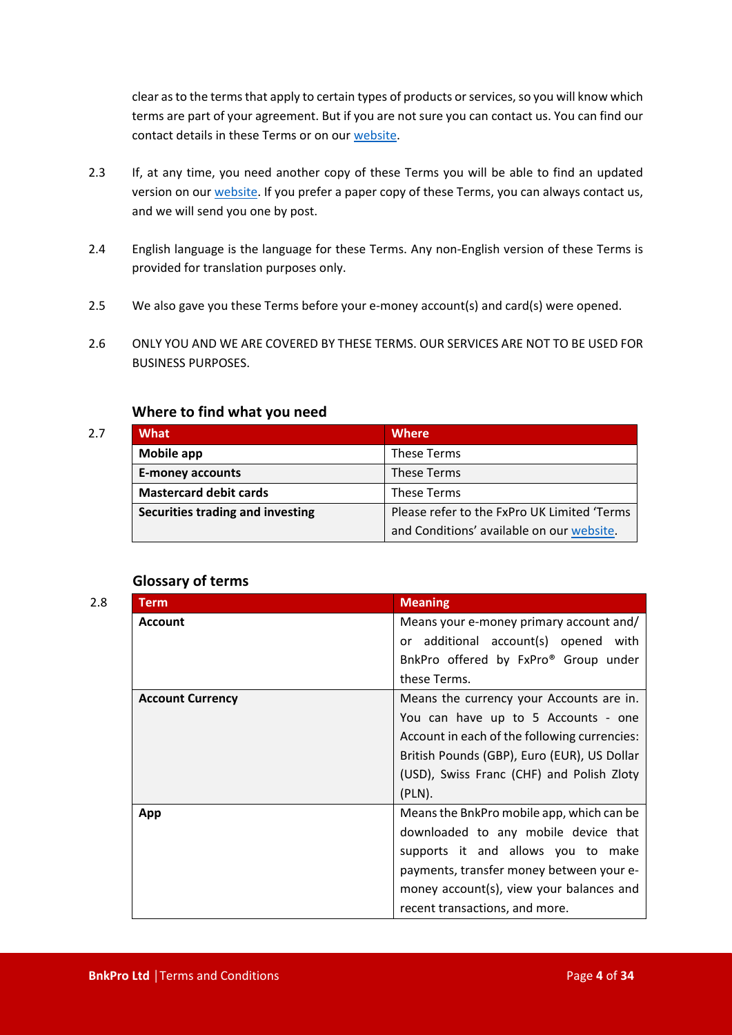clear as to the terms that apply to certain types of products or services, so you will know which terms are part of your agreement. But if you are not sure you can contact us. You can find our contact details in these Terms or on our website.

2.3 If, at any time, you need another copy of these Terms you will be able to find an updated version on our website. If you prefer a paper copy of these Terms, you can always contact us, and we will send you one by post.

2.4 English language is the language for these Terms. Any non-English version of these Terms is provided for translation purposes only.

2.5 We also gave you these Terms before your e-money account(s) and card(s) were opened.

2.6 ONLY YOU AND WE ARE COVERED BY THESE TERMS. OUR SERVICES ARE NOT TO BE USED FOR BUSINESS PURPOSES.

### Where to find what you need

2.7

| What | Where |
|---|---|
| **Mobile app** | These Terms |
| **E-money accounts** | These Terms |
| **Mastercard debit cards** | These Terms |
| **Securities trading and investing** | Please refer to the FxPro UK Limited 'Terms and Conditions' available on our website. |

### Glossary of terms

2.8

| Term | Meaning |
|---|---|
| **Account** | Means your e-money primary account and/ or additional account(s) opened with BnkPro offered by FxPro® Group under these Terms. |
| **Account Currency** | Means the currency your Accounts are in. You can have up to 5 Accounts - one Account in each of the following currencies: British Pounds (GBP), Euro (EUR), US Dollar (USD), Swiss Franc (CHF) and Polish Zloty (PLN). |
| **App** | Means the BnkPro mobile app, which can be downloaded to any mobile device that supports it and allows you to make payments, transfer money between your e-money account(s), view your balances and recent transactions, and more. |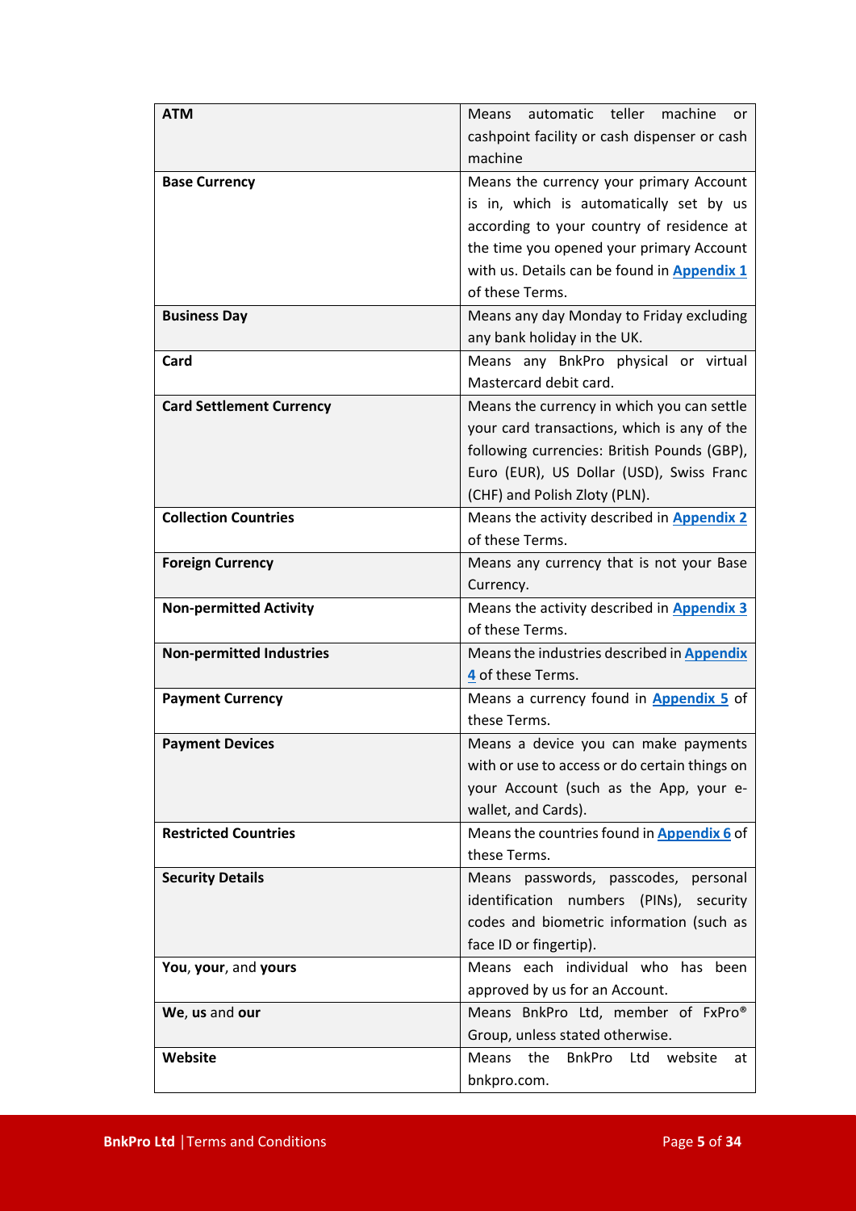| | |
|---|---|
| **ATM** | Means automatic teller machine or cashpoint facility or cash dispenser or cash machine |
| **Base Currency** | Means the currency your primary Account is in, which is automatically set by us according to your country of residence at the time you opened your primary Account with us. Details can be found in **Appendix 1** of these Terms. |
| **Business Day** | Means any day Monday to Friday excluding any bank holiday in the UK. |
| **Card** | Means any BnkPro physical or virtual Mastercard debit card. |
| **Card Settlement Currency** | Means the currency in which you can settle your card transactions, which is any of the following currencies: British Pounds (GBP), Euro (EUR), US Dollar (USD), Swiss Franc (CHF) and Polish Zloty (PLN). |
| **Collection Countries** | Means the activity described in **Appendix 2** of these Terms. |
| **Foreign Currency** | Means any currency that is not your Base Currency. |
| **Non-permitted Activity** | Means the activity described in **Appendix 3** of these Terms. |
| **Non-permitted Industries** | Means the industries described in **Appendix 4** of these Terms. |
| **Payment Currency** | Means a currency found in **Appendix 5** of these Terms. |
| **Payment Devices** | Means a device you can make payments with or use to access or do certain things on your Account (such as the App, your e-wallet, and Cards). |
| **Restricted Countries** | Means the countries found in **Appendix 6** of these Terms. |
| **Security Details** | Means passwords, passcodes, personal identification numbers (PINs), security codes and biometric information (such as face ID or fingertip). |
| **You**, **your**, and **yours** | Means each individual who has been approved by us for an Account. |
| **We**, **us** and **our** | Means BnkPro Ltd, member of FxPro® Group, unless stated otherwise. |
| **Website** | Means the BnkPro Ltd website at bnkpro.com. |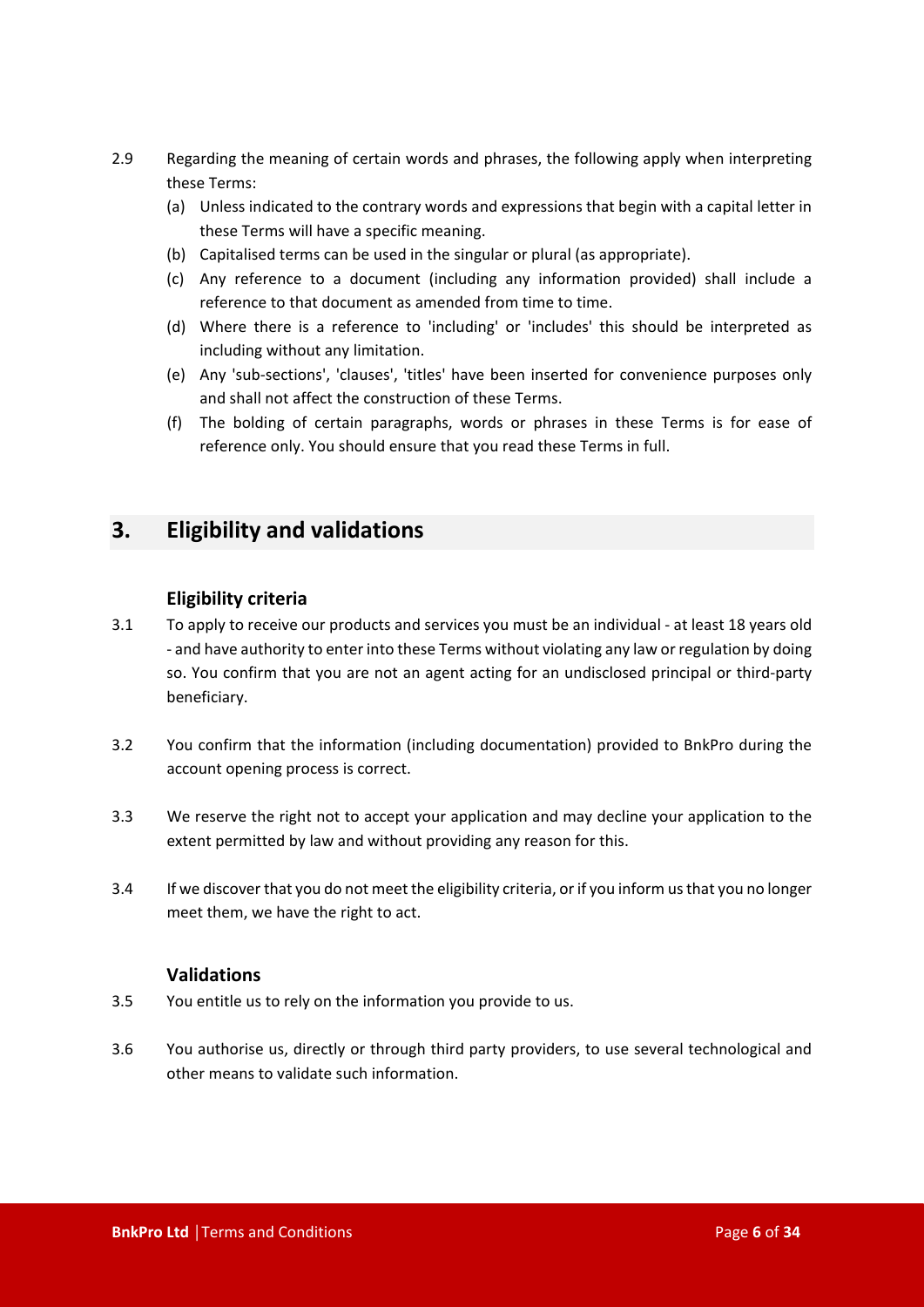2.9 Regarding the meaning of certain words and phrases, the following apply when interpreting these Terms:

(a) Unless indicated to the contrary words and expressions that begin with a capital letter in these Terms will have a specific meaning.

(b) Capitalised terms can be used in the singular or plural (as appropriate).

(c) Any reference to a document (including any information provided) shall include a reference to that document as amended from time to time.

(d) Where there is a reference to 'including' or 'includes' this should be interpreted as including without any limitation.

(e) Any 'sub-sections', 'clauses', 'titles' have been inserted for convenience purposes only and shall not affect the construction of these Terms.

(f) The bolding of certain paragraphs, words or phrases in these Terms is for ease of reference only. You should ensure that you read these Terms in full.

## 3. Eligibility and validations

### Eligibility criteria

3.1 To apply to receive our products and services you must be an individual - at least 18 years old - and have authority to enter into these Terms without violating any law or regulation by doing so. You confirm that you are not an agent acting for an undisclosed principal or third-party beneficiary.

3.2 You confirm that the information (including documentation) provided to BnkPro during the account opening process is correct.

3.3 We reserve the right not to accept your application and may decline your application to the extent permitted by law and without providing any reason for this.

3.4 If we discover that you do not meet the eligibility criteria, or if you inform us that you no longer meet them, we have the right to act.

### Validations

3.5 You entitle us to rely on the information you provide to us.

3.6 You authorise us, directly or through third party providers, to use several technological and other means to validate such information.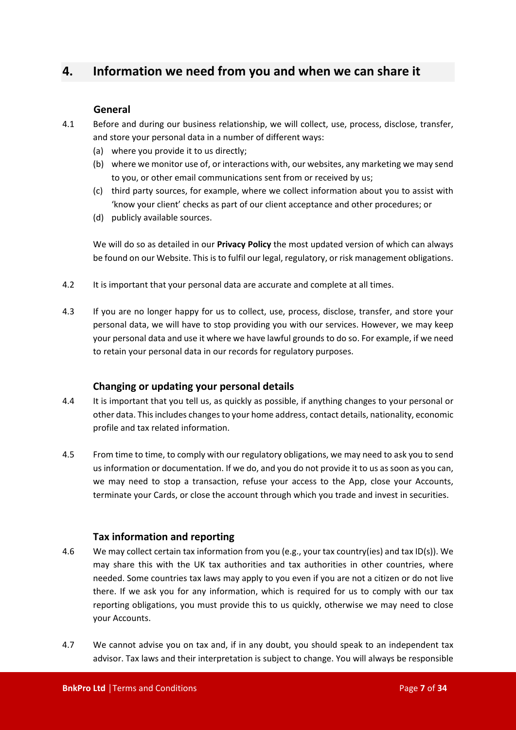## 4. Information we need from you and when we can share it

### General

4.1 Before and during our business relationship, we will collect, use, process, disclose, transfer, and store your personal data in a number of different ways:

(a) where you provide it to us directly;

(b) where we monitor use of, or interactions with, our websites, any marketing we may send to you, or other email communications sent from or received by us;

(c) third party sources, for example, where we collect information about you to assist with 'know your client' checks as part of our client acceptance and other procedures; or

(d) publicly available sources.

We will do so as detailed in our **Privacy Policy** the most updated version of which can always be found on our Website. This is to fulfil our legal, regulatory, or risk management obligations.

4.2 It is important that your personal data are accurate and complete at all times.

4.3 If you are no longer happy for us to collect, use, process, disclose, transfer, and store your personal data, we will have to stop providing you with our services. However, we may keep your personal data and use it where we have lawful grounds to do so. For example, if we need to retain your personal data in our records for regulatory purposes.

### Changing or updating your personal details

4.4 It is important that you tell us, as quickly as possible, if anything changes to your personal or other data. This includes changes to your home address, contact details, nationality, economic profile and tax related information.

4.5 From time to time, to comply with our regulatory obligations, we may need to ask you to send us information or documentation. If we do, and you do not provide it to us as soon as you can, we may need to stop a transaction, refuse your access to the App, close your Accounts, terminate your Cards, or close the account through which you trade and invest in securities.

### Tax information and reporting

4.6 We may collect certain tax information from you (e.g., your tax country(ies) and tax ID(s)). We may share this with the UK tax authorities and tax authorities in other countries, where needed. Some countries tax laws may apply to you even if you are not a citizen or do not live there. If we ask you for any information, which is required for us to comply with our tax reporting obligations, you must provide this to us quickly, otherwise we may need to close your Accounts.

4.7 We cannot advise you on tax and, if in any doubt, you should speak to an independent tax advisor. Tax laws and their interpretation is subject to change. You will always be responsible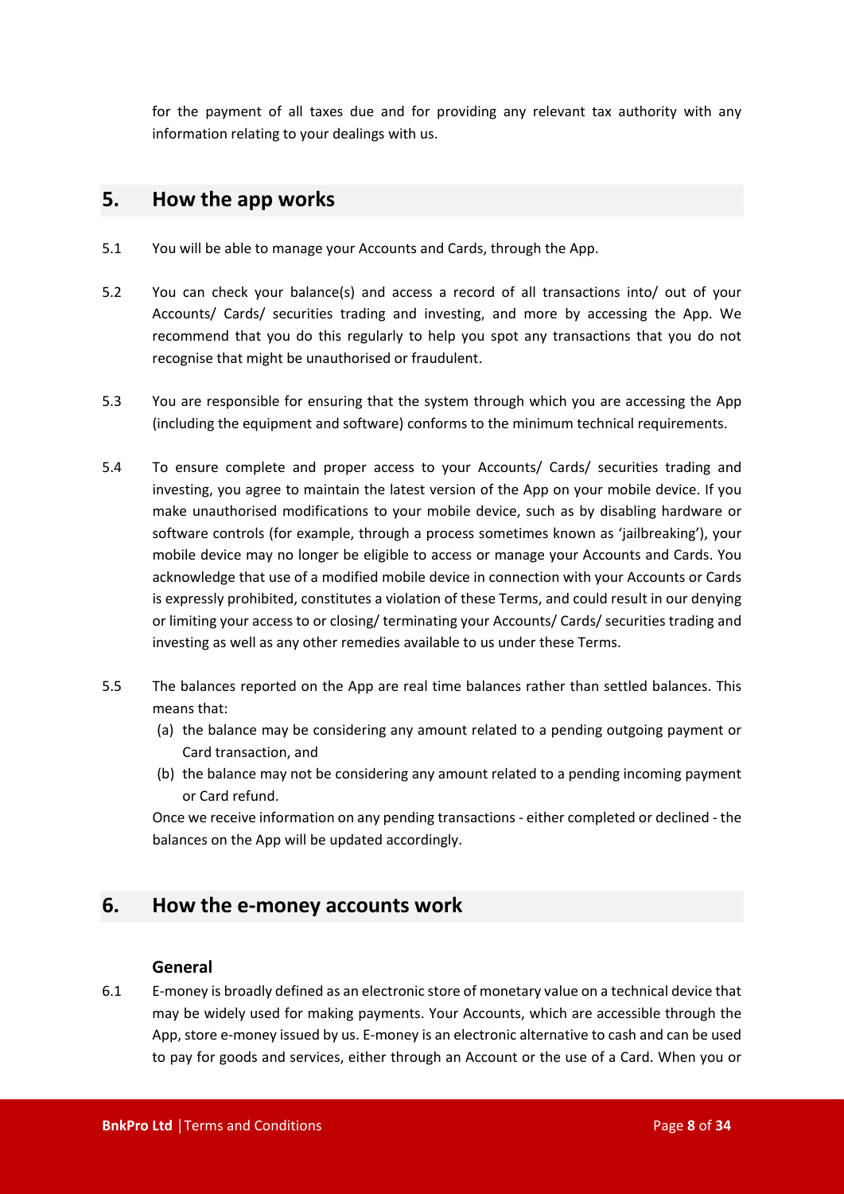for the payment of all taxes due and for providing any relevant tax authority with any information relating to your dealings with us.

## 5. How the app works

5.1 You will be able to manage your Accounts and Cards, through the App.

5.2 You can check your balance(s) and access a record of all transactions into/ out of your Accounts/ Cards/ securities trading and investing, and more by accessing the App. We recommend that you do this regularly to help you spot any transactions that you do not recognise that might be unauthorised or fraudulent.

5.3 You are responsible for ensuring that the system through which you are accessing the App (including the equipment and software) conforms to the minimum technical requirements.

5.4 To ensure complete and proper access to your Accounts/ Cards/ securities trading and investing, you agree to maintain the latest version of the App on your mobile device. If you make unauthorised modifications to your mobile device, such as by disabling hardware or software controls (for example, through a process sometimes known as 'jailbreaking'), your mobile device may no longer be eligible to access or manage your Accounts and Cards. You acknowledge that use of a modified mobile device in connection with your Accounts or Cards is expressly prohibited, constitutes a violation of these Terms, and could result in our denying or limiting your access to or closing/ terminating your Accounts/ Cards/ securities trading and investing as well as any other remedies available to us under these Terms.

5.5 The balances reported on the App are real time balances rather than settled balances. This means that:

(a) the balance may be considering any amount related to a pending outgoing payment or Card transaction, and

(b) the balance may not be considering any amount related to a pending incoming payment or Card refund.

Once we receive information on any pending transactions - either completed or declined - the balances on the App will be updated accordingly.

## 6. How the e-money accounts work

### General

6.1 E-money is broadly defined as an electronic store of monetary value on a technical device that may be widely used for making payments. Your Accounts, which are accessible through the App, store e-money issued by us. E-money is an electronic alternative to cash and can be used to pay for goods and services, either through an Account or the use of a Card. When you or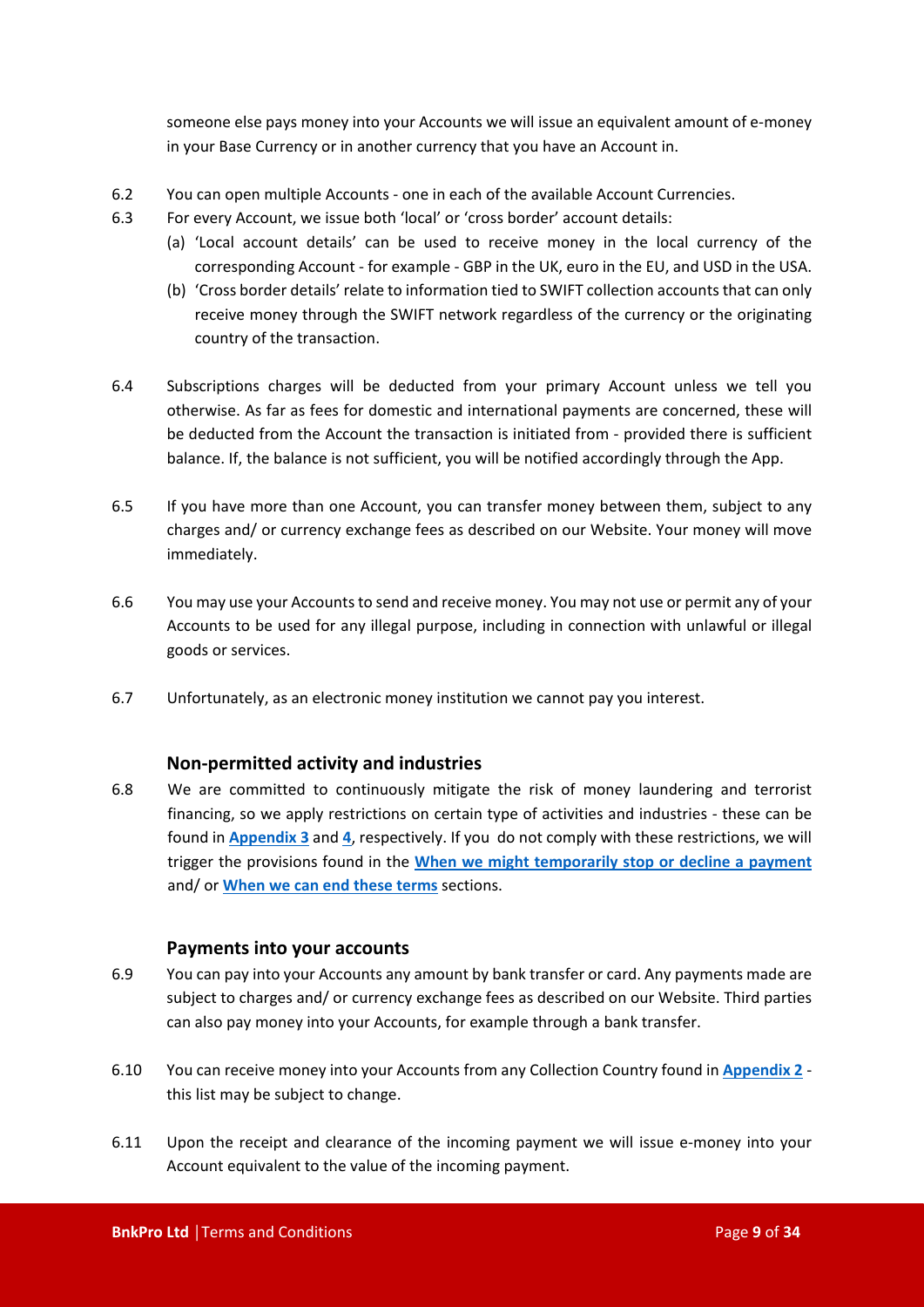someone else pays money into your Accounts we will issue an equivalent amount of e-money in your Base Currency or in another currency that you have an Account in.

6.2 You can open multiple Accounts - one in each of the available Account Currencies.

6.3 For every Account, we issue both 'local' or 'cross border' account details:

(a) 'Local account details' can be used to receive money in the local currency of the corresponding Account - for example - GBP in the UK, euro in the EU, and USD in the USA.

(b) 'Cross border details' relate to information tied to SWIFT collection accounts that can only receive money through the SWIFT network regardless of the currency or the originating country of the transaction.

6.4 Subscriptions charges will be deducted from your primary Account unless we tell you otherwise. As far as fees for domestic and international payments are concerned, these will be deducted from the Account the transaction is initiated from - provided there is sufficient balance. If, the balance is not sufficient, you will be notified accordingly through the App.

6.5 If you have more than one Account, you can transfer money between them, subject to any charges and/ or currency exchange fees as described on our Website. Your money will move immediately.

6.6 You may use your Accounts to send and receive money. You may not use or permit any of your Accounts to be used for any illegal purpose, including in connection with unlawful or illegal goods or services.

6.7 Unfortunately, as an electronic money institution we cannot pay you interest.

### Non-permitted activity and industries

6.8 We are committed to continuously mitigate the risk of money laundering and terrorist financing, so we apply restrictions on certain type of activities and industries - these can be found in **Appendix 3** and **4**, respectively. If you do not comply with these restrictions, we will trigger the provisions found in the **When we might temporarily stop or decline a payment** and/ or **When we can end these terms** sections.

### Payments into your accounts

6.9 You can pay into your Accounts any amount by bank transfer or card. Any payments made are subject to charges and/ or currency exchange fees as described on our Website. Third parties can also pay money into your Accounts, for example through a bank transfer.

6.10 You can receive money into your Accounts from any Collection Country found in **Appendix 2** - this list may be subject to change.

6.11 Upon the receipt and clearance of the incoming payment we will issue e-money into your Account equivalent to the value of the incoming payment.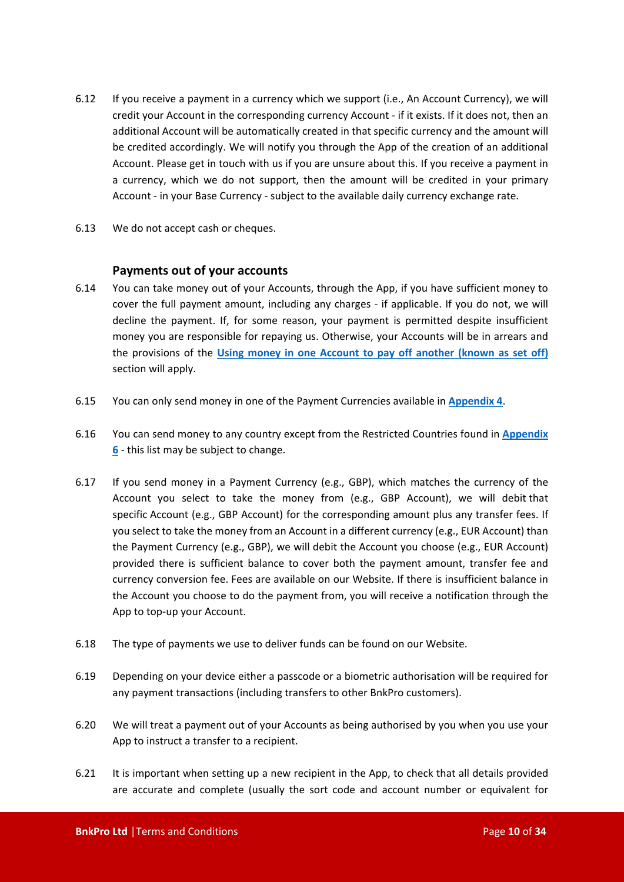6.12 If you receive a payment in a currency which we support (i.e., An Account Currency), we will credit your Account in the corresponding currency Account - if it exists. If it does not, then an additional Account will be automatically created in that specific currency and the amount will be credited accordingly. We will notify you through the App of the creation of an additional Account. Please get in touch with us if you are unsure about this. If you receive a payment in a currency, which we do not support, then the amount will be credited in your primary Account - in your Base Currency - subject to the available daily currency exchange rate.

6.13 We do not accept cash or cheques.

### Payments out of your accounts

6.14 You can take money out of your Accounts, through the App, if you have sufficient money to cover the full payment amount, including any charges - if applicable. If you do not, we will decline the payment. If, for some reason, your payment is permitted despite insufficient money you are responsible for repaying us. Otherwise, your Accounts will be in arrears and the provisions of the **Using money in one Account to pay off another (known as set off)** section will apply.

6.15 You can only send money in one of the Payment Currencies available in **Appendix 4**.

6.16 You can send money to any country except from the Restricted Countries found in **Appendix 6** - this list may be subject to change.

6.17 If you send money in a Payment Currency (e.g., GBP), which matches the currency of the Account you select to take the money from (e.g., GBP Account), we will debit that specific Account (e.g., GBP Account) for the corresponding amount plus any transfer fees. If you select to take the money from an Account in a different currency (e.g., EUR Account) than the Payment Currency (e.g., GBP), we will debit the Account you choose (e.g., EUR Account) provided there is sufficient balance to cover both the payment amount, transfer fee and currency conversion fee. Fees are available on our Website. If there is insufficient balance in the Account you choose to do the payment from, you will receive a notification through the App to top-up your Account.

6.18 The type of payments we use to deliver funds can be found on our Website.

6.19 Depending on your device either a passcode or a biometric authorisation will be required for any payment transactions (including transfers to other BnkPro customers).

6.20 We will treat a payment out of your Accounts as being authorised by you when you use your App to instruct a transfer to a recipient.

6.21 It is important when setting up a new recipient in the App, to check that all details provided are accurate and complete (usually the sort code and account number or equivalent for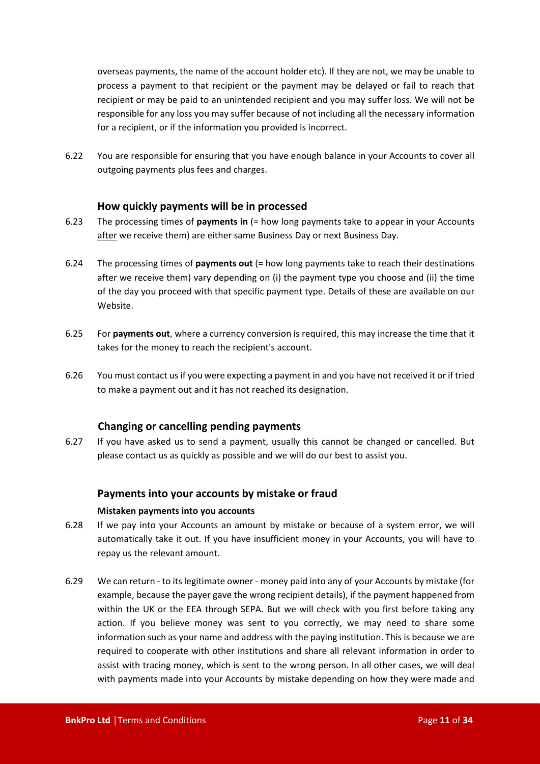overseas payments, the name of the account holder etc). If they are not, we may be unable to process a payment to that recipient or the payment may be delayed or fail to reach that recipient or may be paid to an unintended recipient and you may suffer loss. We will not be responsible for any loss you may suffer because of not including all the necessary information for a recipient, or if the information you provided is incorrect.

6.22 You are responsible for ensuring that you have enough balance in your Accounts to cover all outgoing payments plus fees and charges.

### How quickly payments will be in processed

6.23 The processing times of **payments in** (= how long payments take to appear in your Accounts after we receive them) are either same Business Day or next Business Day.

6.24 The processing times of **payments out** (= how long payments take to reach their destinations after we receive them) vary depending on (i) the payment type you choose and (ii) the time of the day you proceed with that specific payment type. Details of these are available on our Website.

6.25 For **payments out**, where a currency conversion is required, this may increase the time that it takes for the money to reach the recipient's account.

6.26 You must contact us if you were expecting a payment in and you have not received it or if tried to make a payment out and it has not reached its designation.

### Changing or cancelling pending payments

6.27 If you have asked us to send a payment, usually this cannot be changed or cancelled. But please contact us as quickly as possible and we will do our best to assist you.

### Payments into your accounts by mistake or fraud

#### Mistaken payments into you accounts

6.28 If we pay into your Accounts an amount by mistake or because of a system error, we will automatically take it out. If you have insufficient money in your Accounts, you will have to repay us the relevant amount.

6.29 We can return - to its legitimate owner - money paid into any of your Accounts by mistake (for example, because the payer gave the wrong recipient details), if the payment happened from within the UK or the EEA through SEPA. But we will check with you first before taking any action. If you believe money was sent to you correctly, we may need to share some information such as your name and address with the paying institution. This is because we are required to cooperate with other institutions and share all relevant information in order to assist with tracing money, which is sent to the wrong person. In all other cases, we will deal with payments made into your Accounts by mistake depending on how they were made and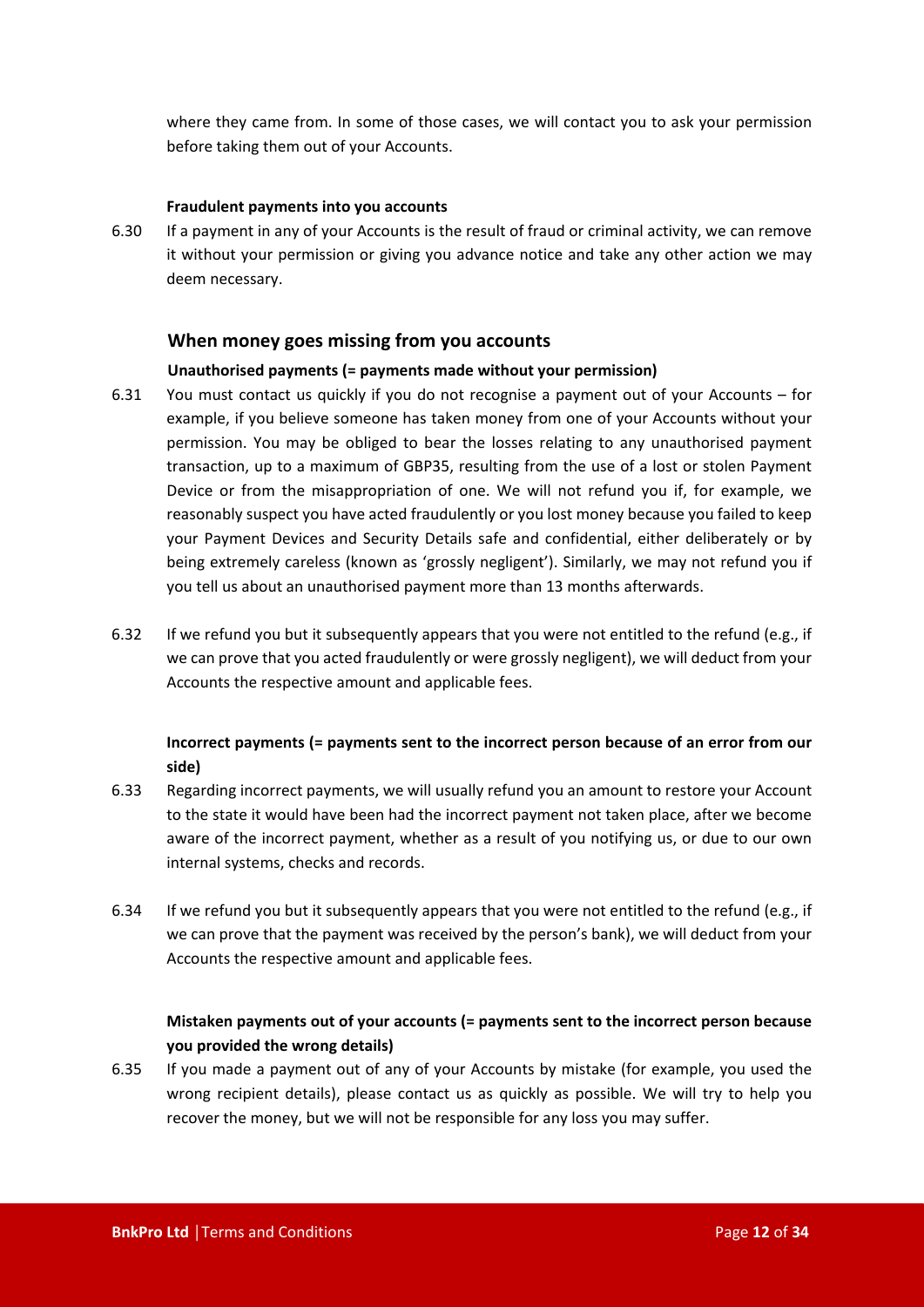where they came from. In some of those cases, we will contact you to ask your permission before taking them out of your Accounts.

**Fraudulent payments into you accounts**

6.30 If a payment in any of your Accounts is the result of fraud or criminal activity, we can remove it without your permission or giving you advance notice and take any other action we may deem necessary.

## When money goes missing from you accounts

**Unauthorised payments (= payments made without your permission)**

6.31 You must contact us quickly if you do not recognise a payment out of your Accounts – for example, if you believe someone has taken money from one of your Accounts without your permission. You may be obliged to bear the losses relating to any unauthorised payment transaction, up to a maximum of GBP35, resulting from the use of a lost or stolen Payment Device or from the misappropriation of one. We will not refund you if, for example, we reasonably suspect you have acted fraudulently or you lost money because you failed to keep your Payment Devices and Security Details safe and confidential, either deliberately or by being extremely careless (known as 'grossly negligent'). Similarly, we may not refund you if you tell us about an unauthorised payment more than 13 months afterwards.

6.32 If we refund you but it subsequently appears that you were not entitled to the refund (e.g., if we can prove that you acted fraudulently or were grossly negligent), we will deduct from your Accounts the respective amount and applicable fees.

**Incorrect payments (= payments sent to the incorrect person because of an error from our side)**

6.33 Regarding incorrect payments, we will usually refund you an amount to restore your Account to the state it would have been had the incorrect payment not taken place, after we become aware of the incorrect payment, whether as a result of you notifying us, or due to our own internal systems, checks and records.

6.34 If we refund you but it subsequently appears that you were not entitled to the refund (e.g., if we can prove that the payment was received by the person's bank), we will deduct from your Accounts the respective amount and applicable fees.

**Mistaken payments out of your accounts (= payments sent to the incorrect person because you provided the wrong details)**

6.35 If you made a payment out of any of your Accounts by mistake (for example, you used the wrong recipient details), please contact us as quickly as possible. We will try to help you recover the money, but we will not be responsible for any loss you may suffer.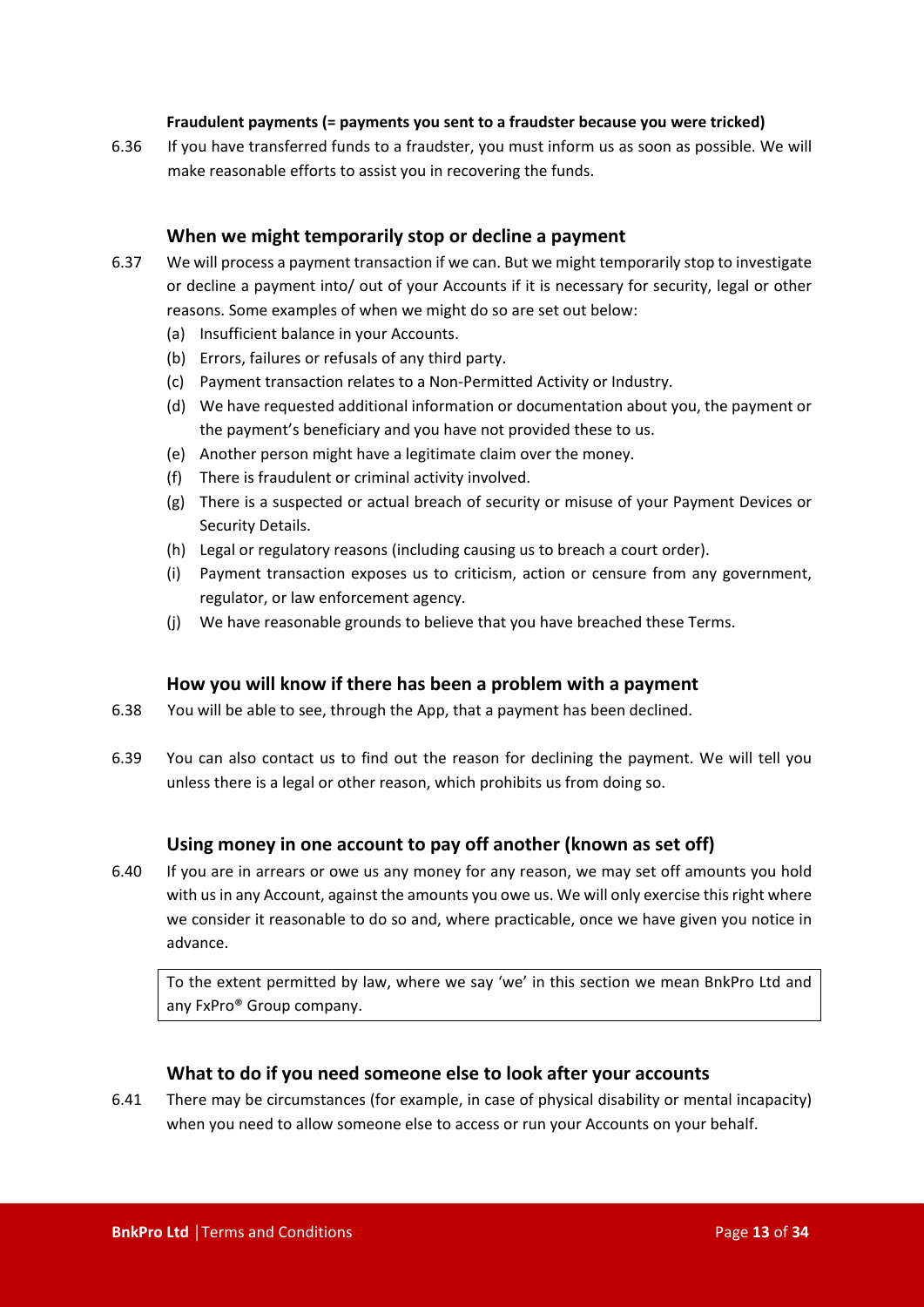**Fraudulent payments (= payments you sent to a fraudster because you were tricked)**

6.36 If you have transferred funds to a fraudster, you must inform us as soon as possible. We will make reasonable efforts to assist you in recovering the funds.

### When we might temporarily stop or decline a payment

6.37 We will process a payment transaction if we can. But we might temporarily stop to investigate or decline a payment into/ out of your Accounts if it is necessary for security, legal or other reasons. Some examples of when we might do so are set out below:

(a) Insufficient balance in your Accounts.

(b) Errors, failures or refusals of any third party.

(c) Payment transaction relates to a Non-Permitted Activity or Industry.

(d) We have requested additional information or documentation about you, the payment or the payment's beneficiary and you have not provided these to us.

(e) Another person might have a legitimate claim over the money.

(f) There is fraudulent or criminal activity involved.

(g) There is a suspected or actual breach of security or misuse of your Payment Devices or Security Details.

(h) Legal or regulatory reasons (including causing us to breach a court order).

(i) Payment transaction exposes us to criticism, action or censure from any government, regulator, or law enforcement agency.

(j) We have reasonable grounds to believe that you have breached these Terms.

### How you will know if there has been a problem with a payment

6.38 You will be able to see, through the App, that a payment has been declined.

6.39 You can also contact us to find out the reason for declining the payment. We will tell you unless there is a legal or other reason, which prohibits us from doing so.

### Using money in one account to pay off another (known as set off)

6.40 If you are in arrears or owe us any money for any reason, we may set off amounts you hold with us in any Account, against the amounts you owe us. We will only exercise this right where we consider it reasonable to do so and, where practicable, once we have given you notice in advance.

> To the extent permitted by law, where we say 'we' in this section we mean BnkPro Ltd and any FxPro® Group company.

### What to do if you need someone else to look after your accounts

6.41 There may be circumstances (for example, in case of physical disability or mental incapacity) when you need to allow someone else to access or run your Accounts on your behalf.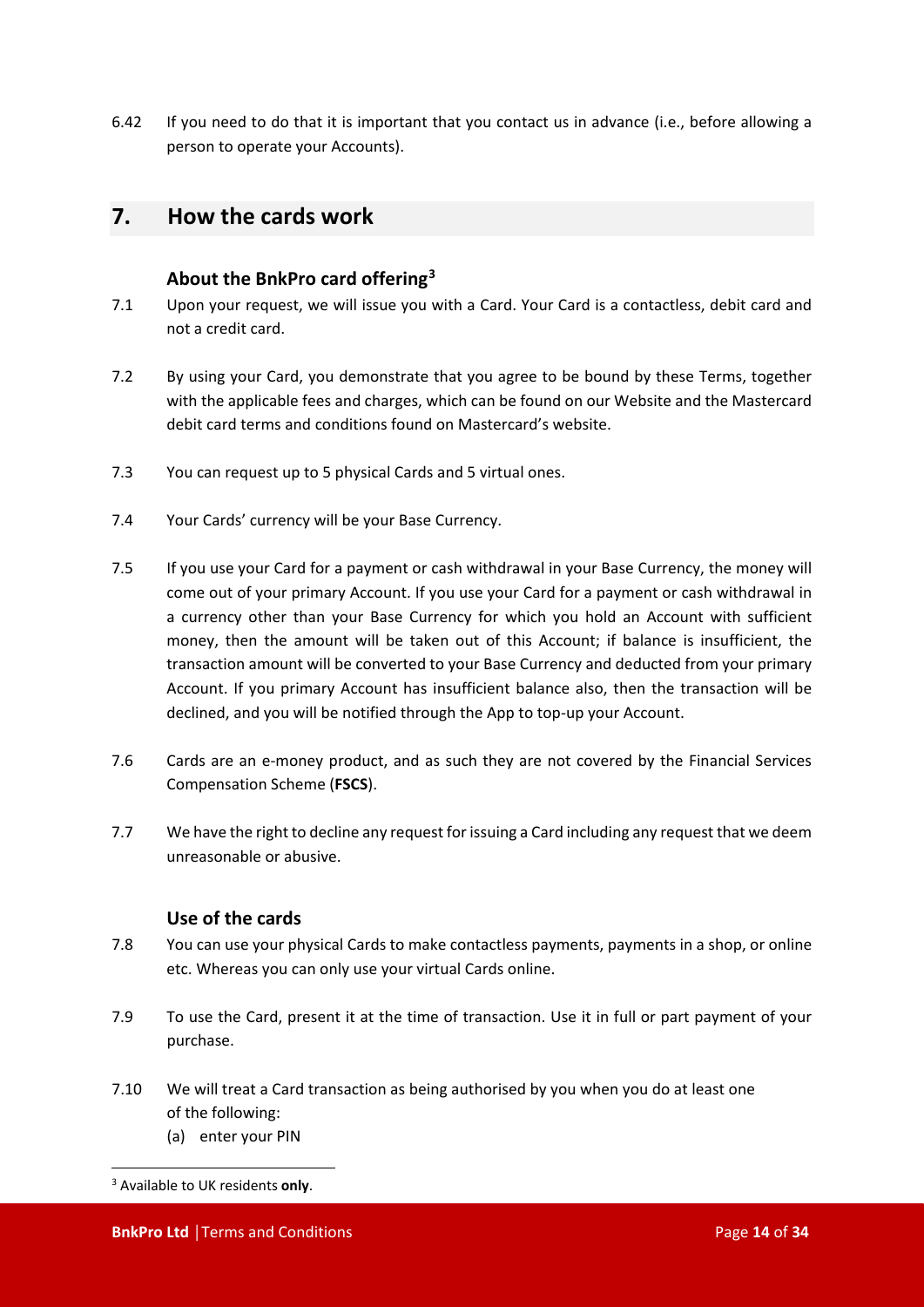6.42 If you need to do that it is important that you contact us in advance (i.e., before allowing a person to operate your Accounts).

## 7. How the cards work

### About the BnkPro card offering[3]

7.1 Upon your request, we will issue you with a Card. Your Card is a contactless, debit card and not a credit card.

7.2 By using your Card, you demonstrate that you agree to be bound by these Terms, together with the applicable fees and charges, which can be found on our Website and the Mastercard debit card terms and conditions found on Mastercard's website.

7.3 You can request up to 5 physical Cards and 5 virtual ones.

7.4 Your Cards' currency will be your Base Currency.

7.5 If you use your Card for a payment or cash withdrawal in your Base Currency, the money will come out of your primary Account. If you use your Card for a payment or cash withdrawal in a currency other than your Base Currency for which you hold an Account with sufficient money, then the amount will be taken out of this Account; if balance is insufficient, the transaction amount will be converted to your Base Currency and deducted from your primary Account. If you primary Account has insufficient balance also, then the transaction will be declined, and you will be notified through the App to top-up your Account.

7.6 Cards are an e-money product, and as such they are not covered by the Financial Services Compensation Scheme (**FSCS**).

7.7 We have the right to decline any request for issuing a Card including any request that we deem unreasonable or abusive.

### Use of the cards

7.8 You can use your physical Cards to make contactless payments, payments in a shop, or online etc. Whereas you can only use your virtual Cards online.

7.9 To use the Card, present it at the time of transaction. Use it in full or part payment of your purchase.

7.10 We will treat a Card transaction as being authorised by you when you do at least one of the following:

(a) enter your PIN

[3] Available to UK residents **only**.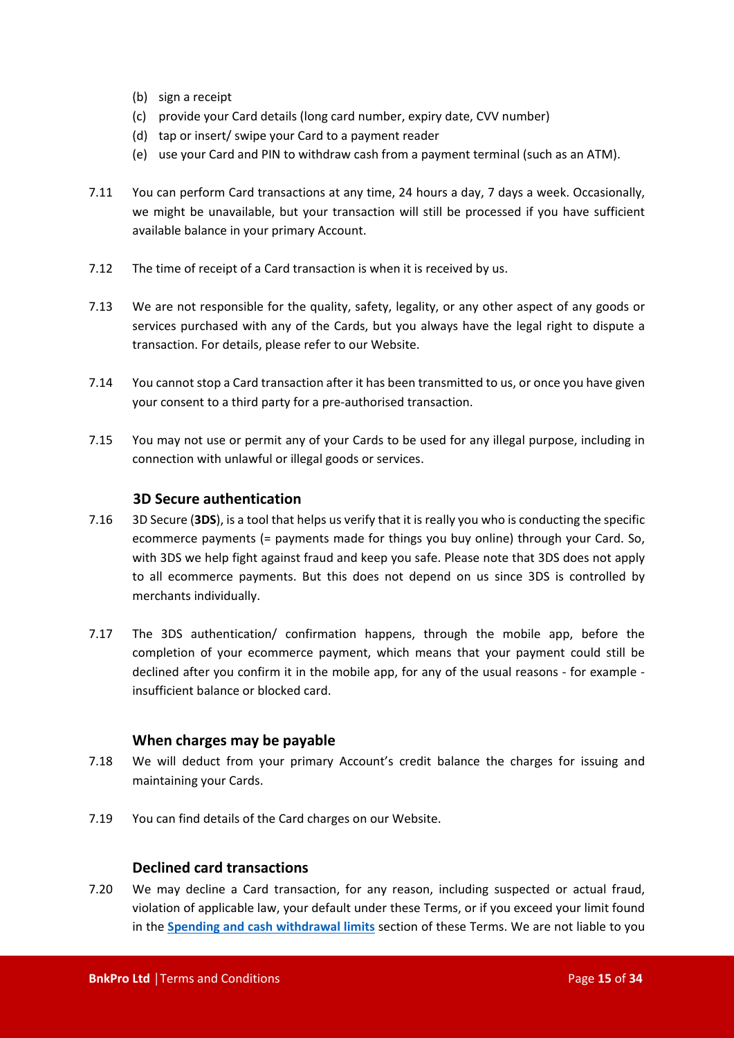(b) sign a receipt
(c) provide your Card details (long card number, expiry date, CVV number)
(d) tap or insert/ swipe your Card to a payment reader
(e) use your Card and PIN to withdraw cash from a payment terminal (such as an ATM).

7.11 You can perform Card transactions at any time, 24 hours a day, 7 days a week. Occasionally, we might be unavailable, but your transaction will still be processed if you have sufficient available balance in your primary Account.

7.12 The time of receipt of a Card transaction is when it is received by us.

7.13 We are not responsible for the quality, safety, legality, or any other aspect of any goods or services purchased with any of the Cards, but you always have the legal right to dispute a transaction. For details, please refer to our Website.

7.14 You cannot stop a Card transaction after it has been transmitted to us, or once you have given your consent to a third party for a pre-authorised transaction.

7.15 You may not use or permit any of your Cards to be used for any illegal purpose, including in connection with unlawful or illegal goods or services.

### 3D Secure authentication

7.16 3D Secure (**3DS**), is a tool that helps us verify that it is really you who is conducting the specific ecommerce payments (= payments made for things you buy online) through your Card. So, with 3DS we help fight against fraud and keep you safe. Please note that 3DS does not apply to all ecommerce payments. But this does not depend on us since 3DS is controlled by merchants individually.

7.17 The 3DS authentication/ confirmation happens, through the mobile app, before the completion of your ecommerce payment, which means that your payment could still be declined after you confirm it in the mobile app, for any of the usual reasons - for example - insufficient balance or blocked card.

### When charges may be payable

7.18 We will deduct from your primary Account's credit balance the charges for issuing and maintaining your Cards.

7.19 You can find details of the Card charges on our Website.

### Declined card transactions

7.20 We may decline a Card transaction, for any reason, including suspected or actual fraud, violation of applicable law, your default under these Terms, or if you exceed your limit found in the **Spending and cash withdrawal limits** section of these Terms. We are not liable to you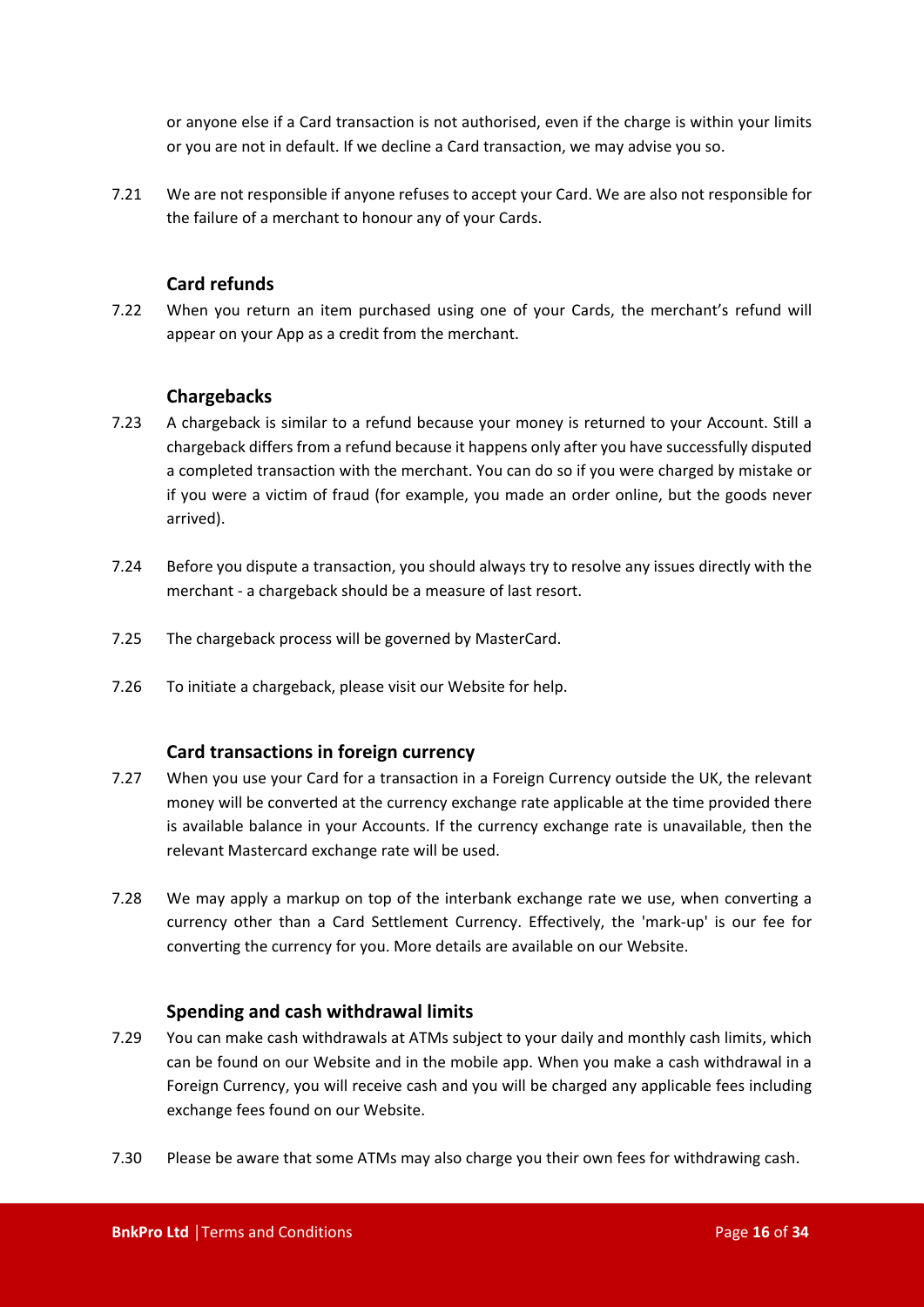or anyone else if a Card transaction is not authorised, even if the charge is within your limits or you are not in default. If we decline a Card transaction, we may advise you so.

7.21 We are not responsible if anyone refuses to accept your Card. We are also not responsible for the failure of a merchant to honour any of your Cards.

### Card refunds

7.22 When you return an item purchased using one of your Cards, the merchant's refund will appear on your App as a credit from the merchant.

### Chargebacks

7.23 A chargeback is similar to a refund because your money is returned to your Account. Still a chargeback differs from a refund because it happens only after you have successfully disputed a completed transaction with the merchant. You can do so if you were charged by mistake or if you were a victim of fraud (for example, you made an order online, but the goods never arrived).

7.24 Before you dispute a transaction, you should always try to resolve any issues directly with the merchant - a chargeback should be a measure of last resort.

7.25 The chargeback process will be governed by MasterCard.

7.26 To initiate a chargeback, please visit our Website for help.

### Card transactions in foreign currency

7.27 When you use your Card for a transaction in a Foreign Currency outside the UK, the relevant money will be converted at the currency exchange rate applicable at the time provided there is available balance in your Accounts. If the currency exchange rate is unavailable, then the relevant Mastercard exchange rate will be used.

7.28 We may apply a markup on top of the interbank exchange rate we use, when converting a currency other than a Card Settlement Currency. Effectively, the 'mark-up' is our fee for converting the currency for you. More details are available on our Website.

### Spending and cash withdrawal limits

7.29 You can make cash withdrawals at ATMs subject to your daily and monthly cash limits, which can be found on our Website and in the mobile app. When you make a cash withdrawal in a Foreign Currency, you will receive cash and you will be charged any applicable fees including exchange fees found on our Website.

7.30 Please be aware that some ATMs may also charge you their own fees for withdrawing cash.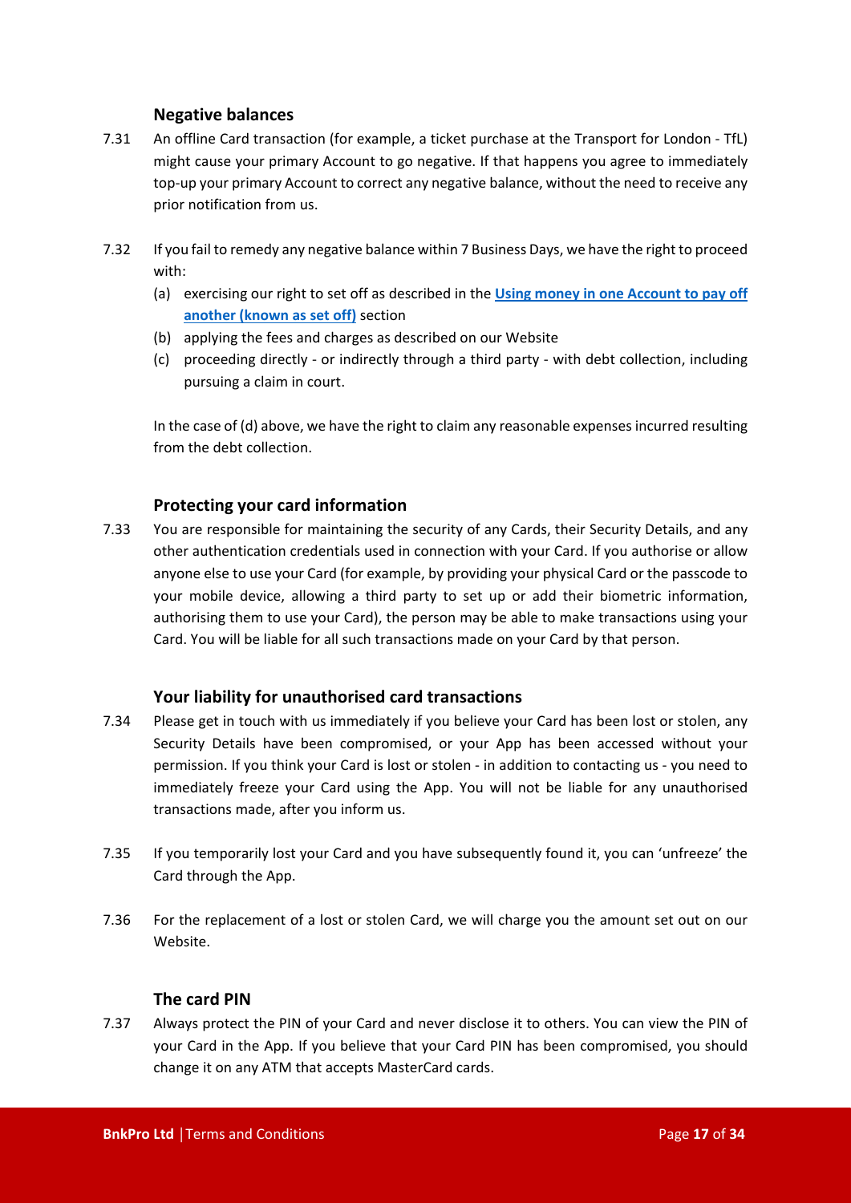### Negative balances

7.31 An offline Card transaction (for example, a ticket purchase at the Transport for London - TfL) might cause your primary Account to go negative. If that happens you agree to immediately top-up your primary Account to correct any negative balance, without the need to receive any prior notification from us.

7.32 If you fail to remedy any negative balance within 7 Business Days, we have the right to proceed with:

(a) exercising our right to set off as described in the **Using money in one Account to pay off another (known as set off)** section

(b) applying the fees and charges as described on our Website

(c) proceeding directly - or indirectly through a third party - with debt collection, including pursuing a claim in court.

In the case of (d) above, we have the right to claim any reasonable expenses incurred resulting from the debt collection.

### Protecting your card information

7.33 You are responsible for maintaining the security of any Cards, their Security Details, and any other authentication credentials used in connection with your Card. If you authorise or allow anyone else to use your Card (for example, by providing your physical Card or the passcode to your mobile device, allowing a third party to set up or add their biometric information, authorising them to use your Card), the person may be able to make transactions using your Card. You will be liable for all such transactions made on your Card by that person.

### Your liability for unauthorised card transactions

7.34 Please get in touch with us immediately if you believe your Card has been lost or stolen, any Security Details have been compromised, or your App has been accessed without your permission. If you think your Card is lost or stolen - in addition to contacting us - you need to immediately freeze your Card using the App. You will not be liable for any unauthorised transactions made, after you inform us.

7.35 If you temporarily lost your Card and you have subsequently found it, you can 'unfreeze' the Card through the App.

7.36 For the replacement of a lost or stolen Card, we will charge you the amount set out on our Website.

### The card PIN

7.37 Always protect the PIN of your Card and never disclose it to others. You can view the PIN of your Card in the App. If you believe that your Card PIN has been compromised, you should change it on any ATM that accepts MasterCard cards.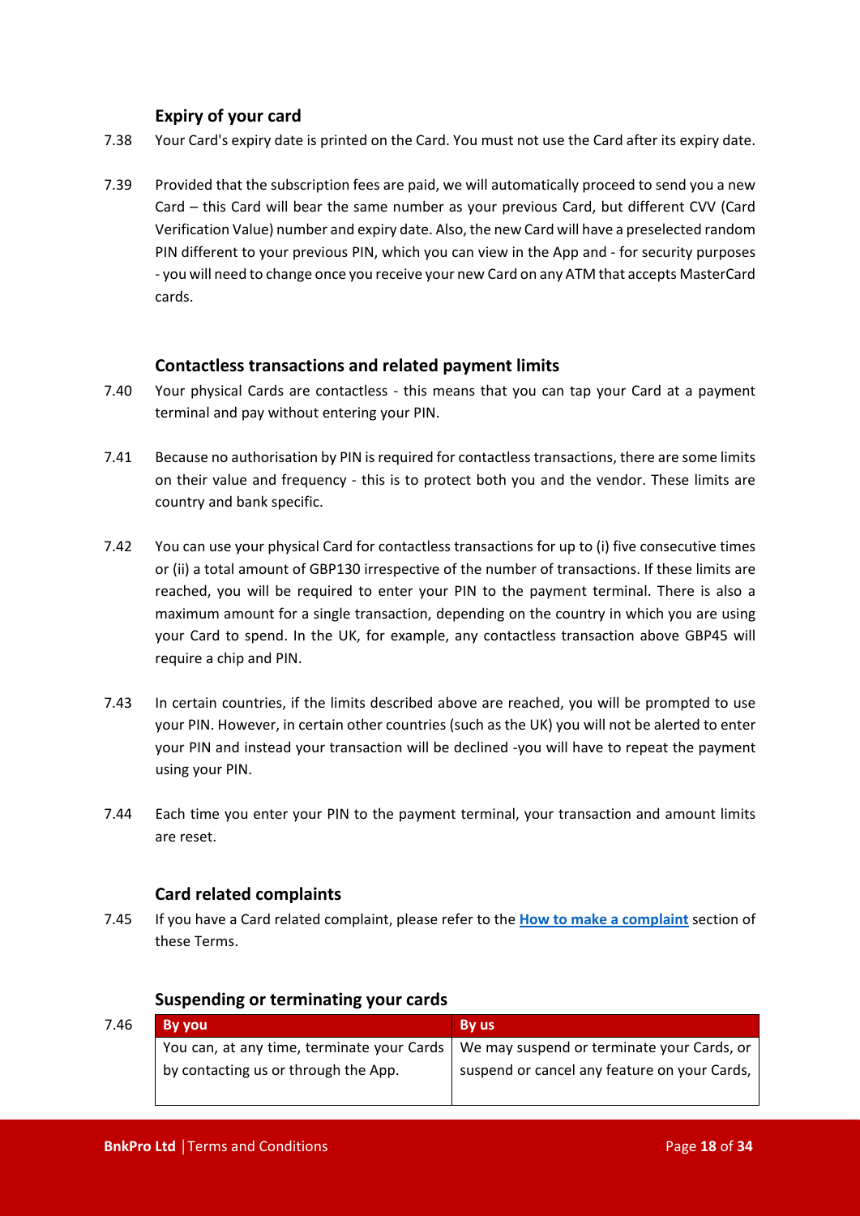### Expiry of your card

7.38 Your Card's expiry date is printed on the Card. You must not use the Card after its expiry date.

7.39 Provided that the subscription fees are paid, we will automatically proceed to send you a new Card – this Card will bear the same number as your previous Card, but different CVV (Card Verification Value) number and expiry date. Also, the new Card will have a preselected random PIN different to your previous PIN, which you can view in the App and - for security purposes - you will need to change once you receive your new Card on any ATM that accepts MasterCard cards.

### Contactless transactions and related payment limits

7.40 Your physical Cards are contactless - this means that you can tap your Card at a payment terminal and pay without entering your PIN.

7.41 Because no authorisation by PIN is required for contactless transactions, there are some limits on their value and frequency - this is to protect both you and the vendor. These limits are country and bank specific.

7.42 You can use your physical Card for contactless transactions for up to (i) five consecutive times or (ii) a total amount of GBP130 irrespective of the number of transactions. If these limits are reached, you will be required to enter your PIN to the payment terminal. There is also a maximum amount for a single transaction, depending on the country in which you are using your Card to spend. In the UK, for example, any contactless transaction above GBP45 will require a chip and PIN.

7.43 In certain countries, if the limits described above are reached, you will be prompted to use your PIN. However, in certain other countries (such as the UK) you will not be alerted to enter your PIN and instead your transaction will be declined -you will have to repeat the payment using your PIN.

7.44 Each time you enter your PIN to the payment terminal, your transaction and amount limits are reset.

### Card related complaints

7.45 If you have a Card related complaint, please refer to the **How to make a complaint** section of these Terms.

### Suspending or terminating your cards

7.46

| By you | By us |
| --- | --- |
| You can, at any time, terminate your Cards by contacting us or through the App. | We may suspend or terminate your Cards, or suspend or cancel any feature on your Cards, |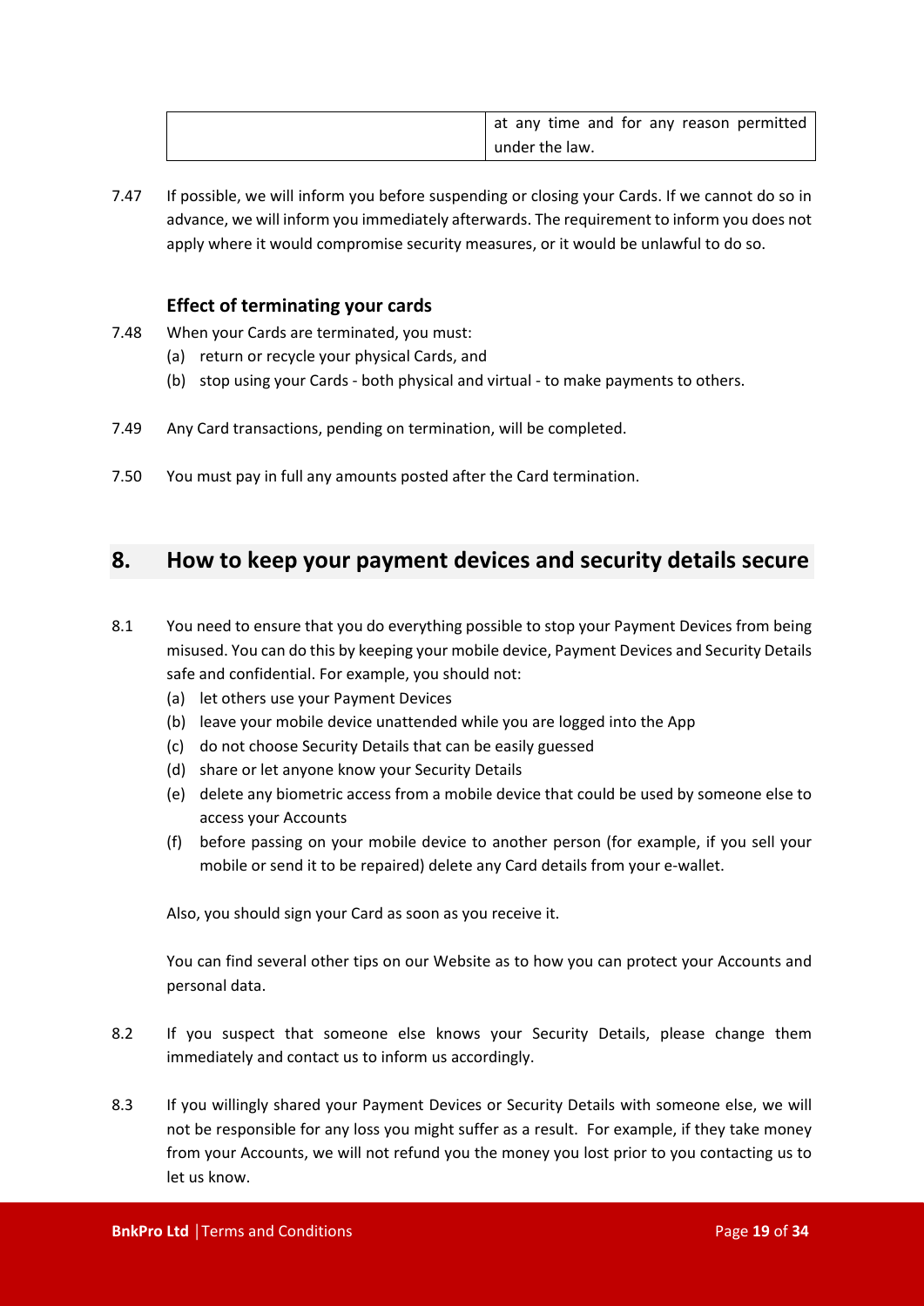|  | at any time and for any reason permitted under the law. |
|---|---|

7.47 If possible, we will inform you before suspending or closing your Cards. If we cannot do so in advance, we will inform you immediately afterwards. The requirement to inform you does not apply where it would compromise security measures, or it would be unlawful to do so.

### Effect of terminating your cards

7.48 When your Cards are terminated, you must:

(a) return or recycle your physical Cards, and

(b) stop using your Cards - both physical and virtual - to make payments to others.

7.49 Any Card transactions, pending on termination, will be completed.

7.50 You must pay in full any amounts posted after the Card termination.

## 8. How to keep your payment devices and security details secure

8.1 You need to ensure that you do everything possible to stop your Payment Devices from being misused. You can do this by keeping your mobile device, Payment Devices and Security Details safe and confidential. For example, you should not:

(a) let others use your Payment Devices

(b) leave your mobile device unattended while you are logged into the App

(c) do not choose Security Details that can be easily guessed

(d) share or let anyone know your Security Details

(e) delete any biometric access from a mobile device that could be used by someone else to access your Accounts

(f) before passing on your mobile device to another person (for example, if you sell your mobile or send it to be repaired) delete any Card details from your e-wallet.

Also, you should sign your Card as soon as you receive it.

You can find several other tips on our Website as to how you can protect your Accounts and personal data.

8.2 If you suspect that someone else knows your Security Details, please change them immediately and contact us to inform us accordingly.

8.3 If you willingly shared your Payment Devices or Security Details with someone else, we will not be responsible for any loss you might suffer as a result. For example, if they take money from your Accounts, we will not refund you the money you lost prior to you contacting us to let us know.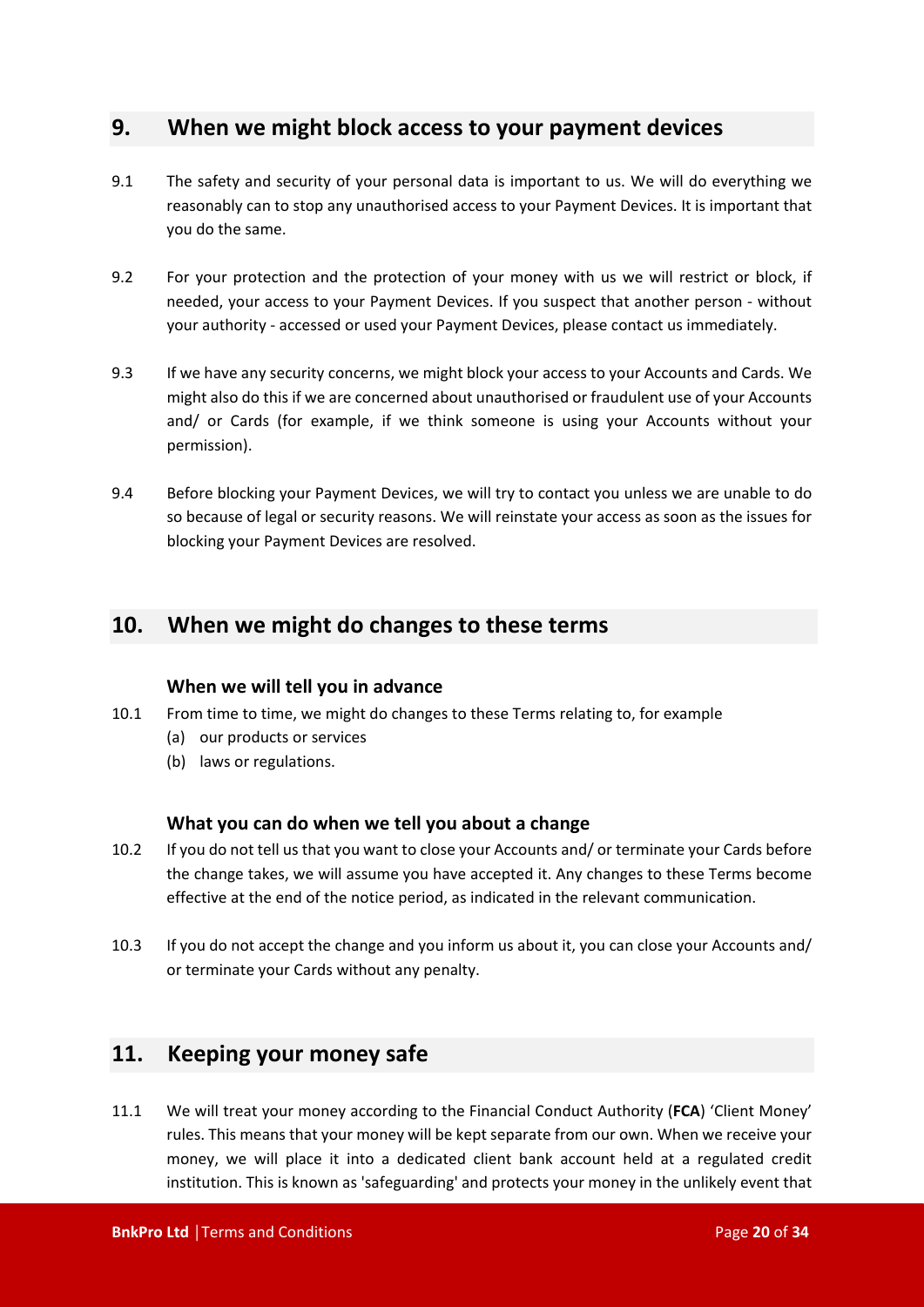## 9. When we might block access to your payment devices

9.1 The safety and security of your personal data is important to us. We will do everything we reasonably can to stop any unauthorised access to your Payment Devices. It is important that you do the same.

9.2 For your protection and the protection of your money with us we will restrict or block, if needed, your access to your Payment Devices. If you suspect that another person - without your authority - accessed or used your Payment Devices, please contact us immediately.

9.3 If we have any security concerns, we might block your access to your Accounts and Cards. We might also do this if we are concerned about unauthorised or fraudulent use of your Accounts and/ or Cards (for example, if we think someone is using your Accounts without your permission).

9.4 Before blocking your Payment Devices, we will try to contact you unless we are unable to do so because of legal or security reasons. We will reinstate your access as soon as the issues for blocking your Payment Devices are resolved.

## 10. When we might do changes to these terms

### When we will tell you in advance

10.1 From time to time, we might do changes to these Terms relating to, for example

(a) our products or services

(b) laws or regulations.

### What you can do when we tell you about a change

10.2 If you do not tell us that you want to close your Accounts and/ or terminate your Cards before the change takes, we will assume you have accepted it. Any changes to these Terms become effective at the end of the notice period, as indicated in the relevant communication.

10.3 If you do not accept the change and you inform us about it, you can close your Accounts and/ or terminate your Cards without any penalty.

## 11. Keeping your money safe

11.1 We will treat your money according to the Financial Conduct Authority (**FCA**) 'Client Money' rules. This means that your money will be kept separate from our own. When we receive your money, we will place it into a dedicated client bank account held at a regulated credit institution. This is known as 'safeguarding' and protects your money in the unlikely event that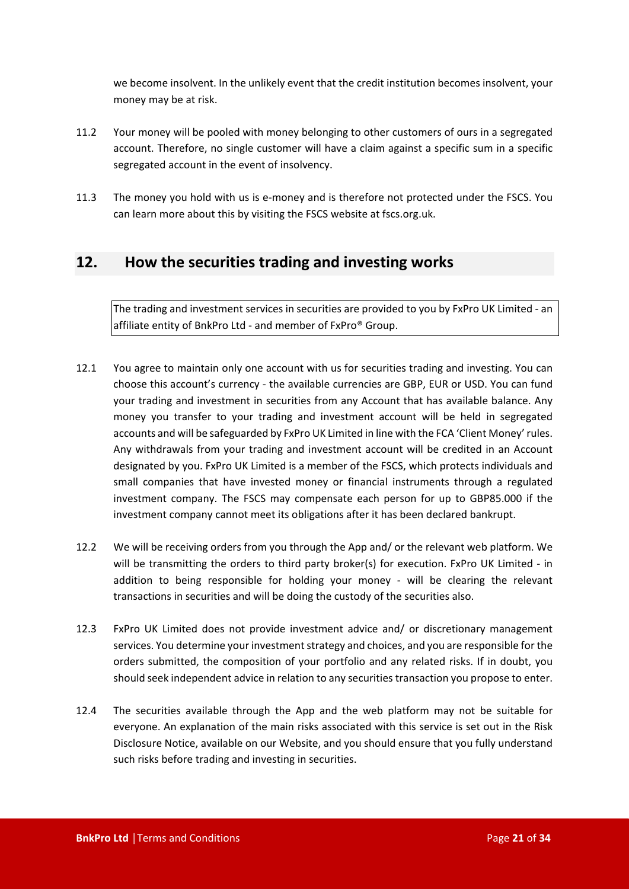we become insolvent. In the unlikely event that the credit institution becomes insolvent, your money may be at risk.

11.2 Your money will be pooled with money belonging to other customers of ours in a segregated account. Therefore, no single customer will have a claim against a specific sum in a specific segregated account in the event of insolvency.

11.3 The money you hold with us is e-money and is therefore not protected under the FSCS. You can learn more about this by visiting the FSCS website at fscs.org.uk.

## 12. How the securities trading and investing works

The trading and investment services in securities are provided to you by FxPro UK Limited - an affiliate entity of BnkPro Ltd - and member of FxPro® Group.

12.1 You agree to maintain only one account with us for securities trading and investing. You can choose this account's currency - the available currencies are GBP, EUR or USD. You can fund your trading and investment in securities from any Account that has available balance. Any money you transfer to your trading and investment account will be held in segregated accounts and will be safeguarded by FxPro UK Limited in line with the FCA 'Client Money' rules. Any withdrawals from your trading and investment account will be credited in an Account designated by you. FxPro UK Limited is a member of the FSCS, which protects individuals and small companies that have invested money or financial instruments through a regulated investment company. The FSCS may compensate each person for up to GBP85.000 if the investment company cannot meet its obligations after it has been declared bankrupt.

12.2 We will be receiving orders from you through the App and/ or the relevant web platform. We will be transmitting the orders to third party broker(s) for execution. FxPro UK Limited - in addition to being responsible for holding your money - will be clearing the relevant transactions in securities and will be doing the custody of the securities also.

12.3 FxPro UK Limited does not provide investment advice and/ or discretionary management services. You determine your investment strategy and choices, and you are responsible for the orders submitted, the composition of your portfolio and any related risks. If in doubt, you should seek independent advice in relation to any securities transaction you propose to enter.

12.4 The securities available through the App and the web platform may not be suitable for everyone. An explanation of the main risks associated with this service is set out in the Risk Disclosure Notice, available on our Website, and you should ensure that you fully understand such risks before trading and investing in securities.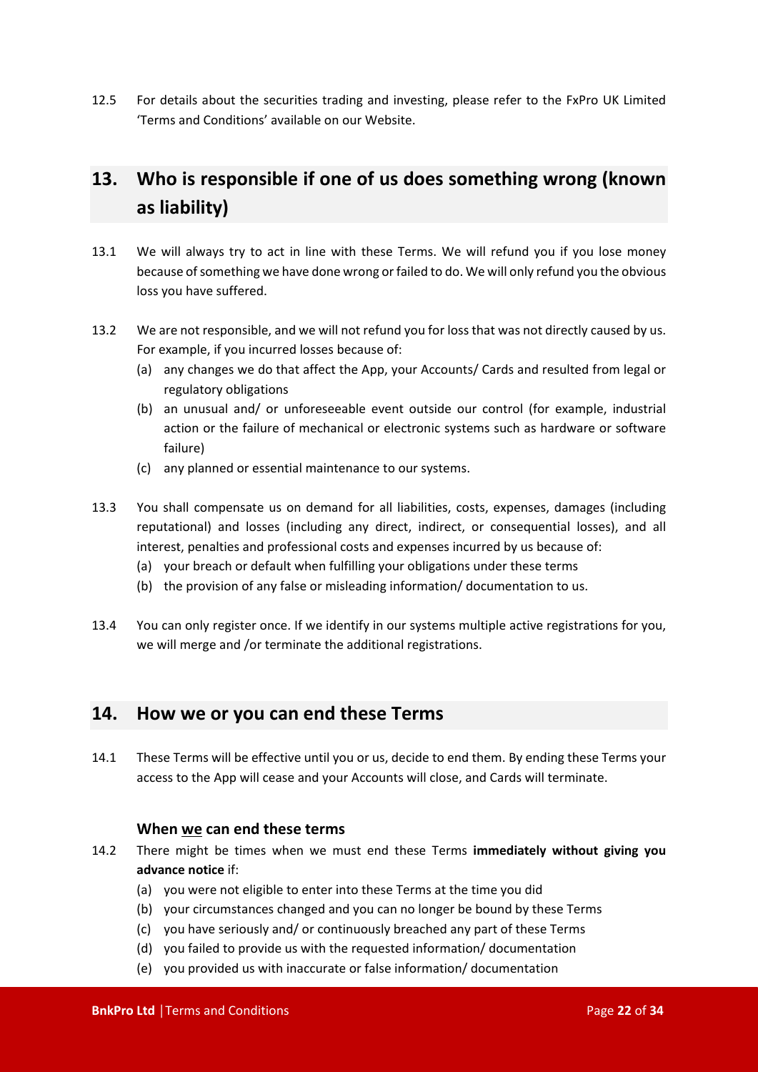12.5 For details about the securities trading and investing, please refer to the FxPro UK Limited 'Terms and Conditions' available on our Website.

## 13. Who is responsible if one of us does something wrong (known as liability)

13.1 We will always try to act in line with these Terms. We will refund you if you lose money because of something we have done wrong or failed to do. We will only refund you the obvious loss you have suffered.

13.2 We are not responsible, and we will not refund you for loss that was not directly caused by us. For example, if you incurred losses because of:

(a) any changes we do that affect the App, your Accounts/ Cards and resulted from legal or regulatory obligations

(b) an unusual and/ or unforeseeable event outside our control (for example, industrial action or the failure of mechanical or electronic systems such as hardware or software failure)

(c) any planned or essential maintenance to our systems.

13.3 You shall compensate us on demand for all liabilities, costs, expenses, damages (including reputational) and losses (including any direct, indirect, or consequential losses), and all interest, penalties and professional costs and expenses incurred by us because of:

(a) your breach or default when fulfilling your obligations under these terms

(b) the provision of any false or misleading information/ documentation to us.

13.4 You can only register once. If we identify in our systems multiple active registrations for you, we will merge and /or terminate the additional registrations.

## 14. How we or you can end these Terms

14.1 These Terms will be effective until you or us, decide to end them. By ending these Terms your access to the App will cease and your Accounts will close, and Cards will terminate.

### When <u>we</u> can end these terms

14.2 There might be times when we must end these Terms **immediately without giving you advance notice** if:

(a) you were not eligible to enter into these Terms at the time you did

(b) your circumstances changed and you can no longer be bound by these Terms

(c) you have seriously and/ or continuously breached any part of these Terms

(d) you failed to provide us with the requested information/ documentation

(e) you provided us with inaccurate or false information/ documentation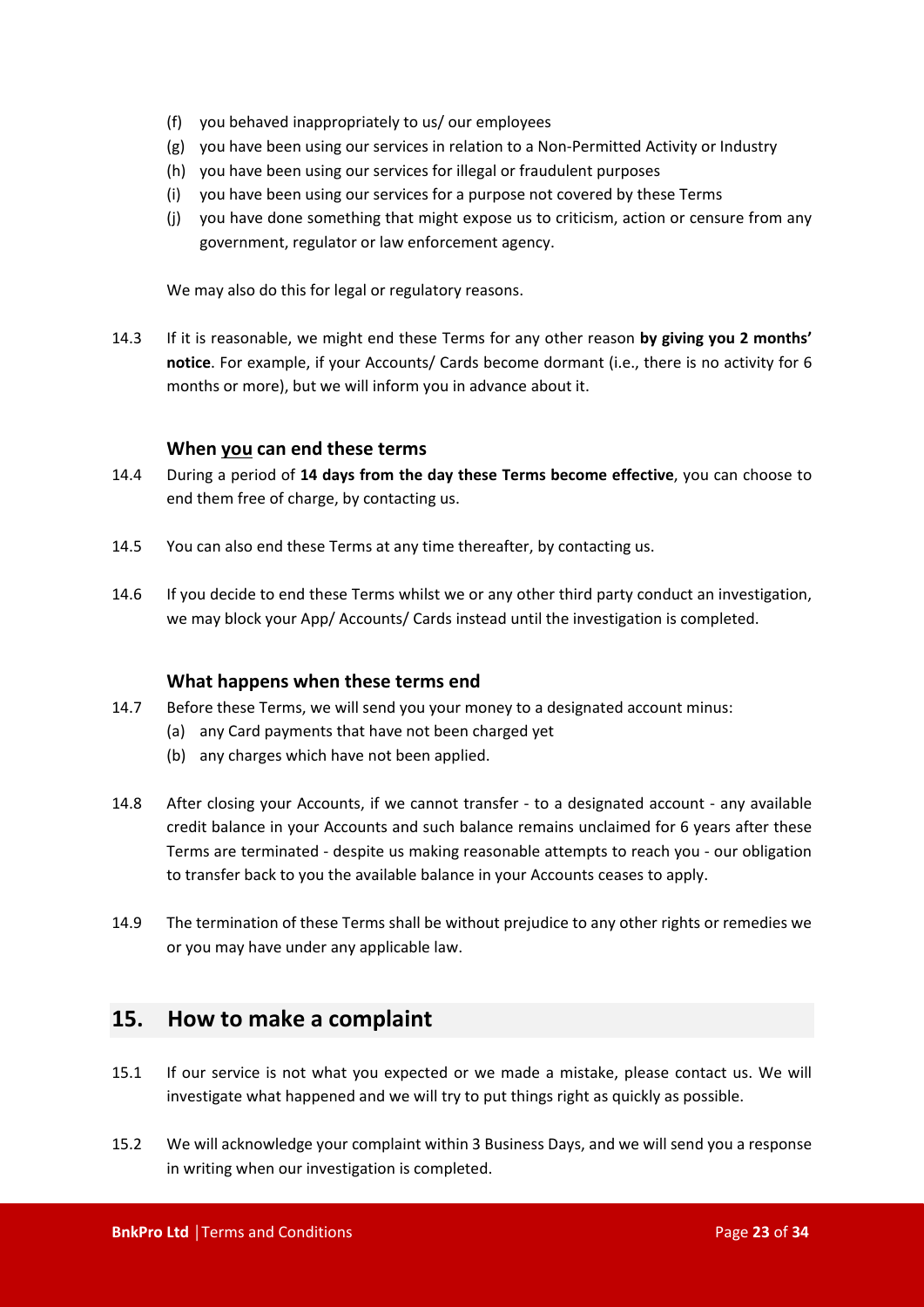(f) you behaved inappropriately to us/ our employees
(g) you have been using our services in relation to a Non-Permitted Activity or Industry
(h) you have been using our services for illegal or fraudulent purposes
(i) you have been using our services for a purpose not covered by these Terms
(j) you have done something that might expose us to criticism, action or censure from any government, regulator or law enforcement agency.

We may also do this for legal or regulatory reasons.

14.3 If it is reasonable, we might end these Terms for any other reason **by giving you 2 months' notice**. For example, if your Accounts/ Cards become dormant (i.e., there is no activity for 6 months or more), but we will inform you in advance about it.

### When <u>you</u> can end these terms

14.4 During a period of **14 days from the day these Terms become effective**, you can choose to end them free of charge, by contacting us.

14.5 You can also end these Terms at any time thereafter, by contacting us.

14.6 If you decide to end these Terms whilst we or any other third party conduct an investigation, we may block your App/ Accounts/ Cards instead until the investigation is completed.

### What happens when these terms end

14.7 Before these Terms, we will send you your money to a designated account minus:
(a) any Card payments that have not been charged yet
(b) any charges which have not been applied.

14.8 After closing your Accounts, if we cannot transfer - to a designated account - any available credit balance in your Accounts and such balance remains unclaimed for 6 years after these Terms are terminated - despite us making reasonable attempts to reach you - our obligation to transfer back to you the available balance in your Accounts ceases to apply.

14.9 The termination of these Terms shall be without prejudice to any other rights or remedies we or you may have under any applicable law.

## 15. How to make a complaint

15.1 If our service is not what you expected or we made a mistake, please contact us. We will investigate what happened and we will try to put things right as quickly as possible.

15.2 We will acknowledge your complaint within 3 Business Days, and we will send you a response in writing when our investigation is completed.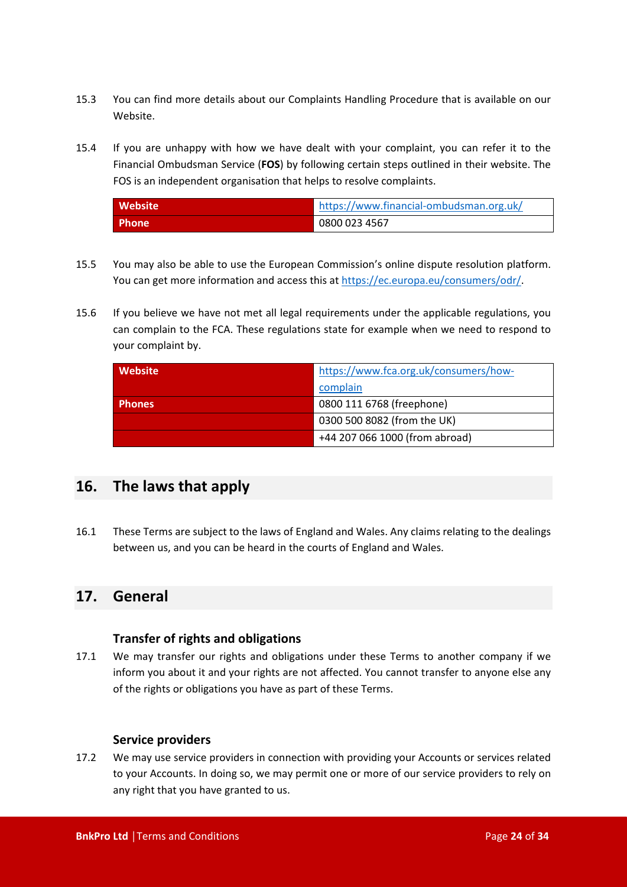15.3 You can find more details about our Complaints Handling Procedure that is available on our Website.

15.4 If you are unhappy with how we have dealt with your complaint, you can refer it to the Financial Ombudsman Service (**FOS**) by following certain steps outlined in their website. The FOS is an independent organisation that helps to resolve complaints.

| Website | https://www.financial-ombudsman.org.uk/ |
|---|---|
| Phone | 0800 023 4567 |

15.5 You may also be able to use the European Commission's online dispute resolution platform. You can get more information and access this at https://ec.europa.eu/consumers/odr/.

15.6 If you believe we have not met all legal requirements under the applicable regulations, you can complain to the FCA. These regulations state for example when we need to respond to your complaint by.

| Website | https://www.fca.org.uk/consumers/how-complain |
|---|---|
| Phones | 0800 111 6768 (freephone) |
| | 0300 500 8082 (from the UK) |
| | +44 207 066 1000 (from abroad) |

## 16. The laws that apply

16.1 These Terms are subject to the laws of England and Wales. Any claims relating to the dealings between us, and you can be heard in the courts of England and Wales.

## 17. General

### Transfer of rights and obligations

17.1 We may transfer our rights and obligations under these Terms to another company if we inform you about it and your rights are not affected. You cannot transfer to anyone else any of the rights or obligations you have as part of these Terms.

### Service providers

17.2 We may use service providers in connection with providing your Accounts or services related to your Accounts. In doing so, we may permit one or more of our service providers to rely on any right that you have granted to us.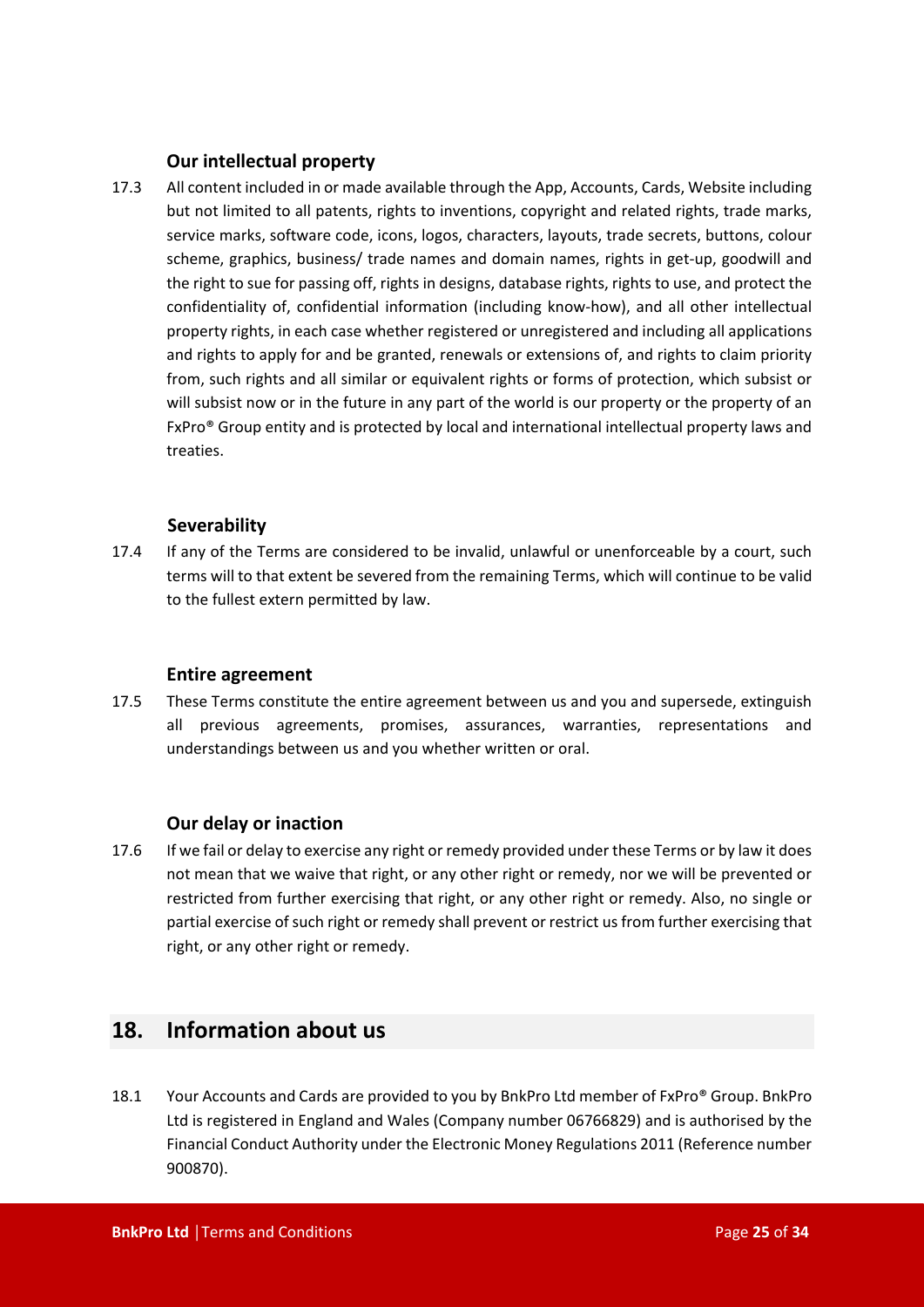### Our intellectual property

17.3 All content included in or made available through the App, Accounts, Cards, Website including but not limited to all patents, rights to inventions, copyright and related rights, trade marks, service marks, software code, icons, logos, characters, layouts, trade secrets, buttons, colour scheme, graphics, business/ trade names and domain names, rights in get-up, goodwill and the right to sue for passing off, rights in designs, database rights, rights to use, and protect the confidentiality of, confidential information (including know-how), and all other intellectual property rights, in each case whether registered or unregistered and including all applications and rights to apply for and be granted, renewals or extensions of, and rights to claim priority from, such rights and all similar or equivalent rights or forms of protection, which subsist or will subsist now or in the future in any part of the world is our property or the property of an FxPro® Group entity and is protected by local and international intellectual property laws and treaties.

### Severability

17.4 If any of the Terms are considered to be invalid, unlawful or unenforceable by a court, such terms will to that extent be severed from the remaining Terms, which will continue to be valid to the fullest extern permitted by law.

### Entire agreement

17.5 These Terms constitute the entire agreement between us and you and supersede, extinguish all previous agreements, promises, assurances, warranties, representations and understandings between us and you whether written or oral.

### Our delay or inaction

17.6 If we fail or delay to exercise any right or remedy provided under these Terms or by law it does not mean that we waive that right, or any other right or remedy, nor we will be prevented or restricted from further exercising that right, or any other right or remedy. Also, no single or partial exercise of such right or remedy shall prevent or restrict us from further exercising that right, or any other right or remedy.

## 18. Information about us

18.1 Your Accounts and Cards are provided to you by BnkPro Ltd member of FxPro® Group. BnkPro Ltd is registered in England and Wales (Company number 06766829) and is authorised by the Financial Conduct Authority under the Electronic Money Regulations 2011 (Reference number 900870).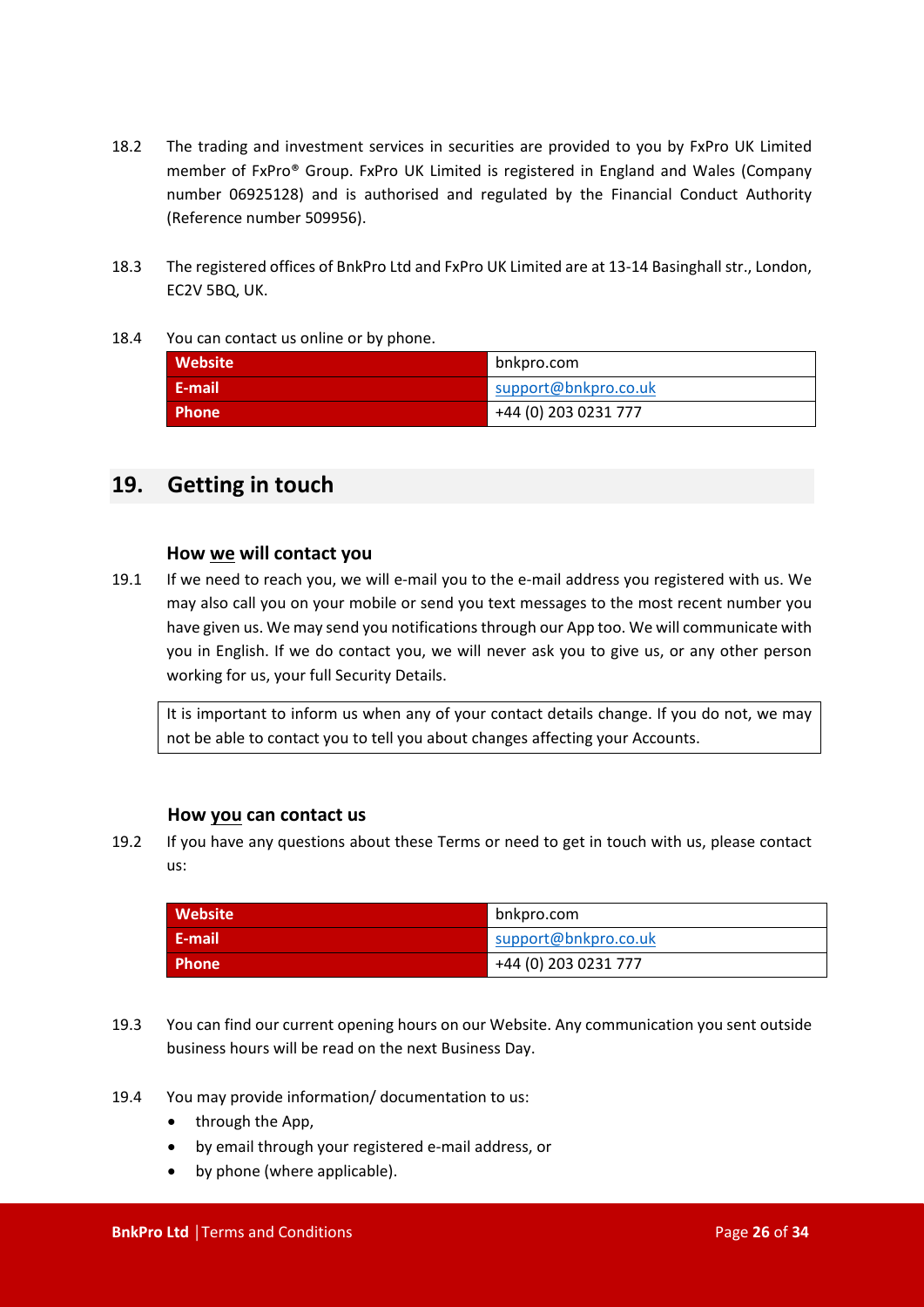18.2 The trading and investment services in securities are provided to you by FxPro UK Limited member of FxPro® Group. FxPro UK Limited is registered in England and Wales (Company number 06925128) and is authorised and regulated by the Financial Conduct Authority (Reference number 509956).

18.3 The registered offices of BnkPro Ltd and FxPro UK Limited are at 13-14 Basinghall str., London, EC2V 5BQ, UK.

18.4 You can contact us online or by phone.

| **Website** | bnkpro.com |
|---|---|
| **E-mail** | support@bnkpro.co.uk |
| **Phone** | +44 (0) 203 0231 777 |

## 19. Getting in touch

### How <u>we</u> will contact you

19.1 If we need to reach you, we will e-mail you to the e-mail address you registered with us. We may also call you on your mobile or send you text messages to the most recent number you have given us. We may send you notifications through our App too. We will communicate with you in English. If we do contact you, we will never ask you to give us, or any other person working for us, your full Security Details.

> It is important to inform us when any of your contact details change. If you do not, we may not be able to contact you to tell you about changes affecting your Accounts.

### How <u>you</u> can contact us

19.2 If you have any questions about these Terms or need to get in touch with us, please contact us:

| **Website** | bnkpro.com |
|---|---|
| **E-mail** | support@bnkpro.co.uk |
| **Phone** | +44 (0) 203 0231 777 |

19.3 You can find our current opening hours on our Website. Any communication you sent outside business hours will be read on the next Business Day.

19.4 You may provide information/ documentation to us:

- through the App,
- by email through your registered e-mail address, or
- by phone (where applicable).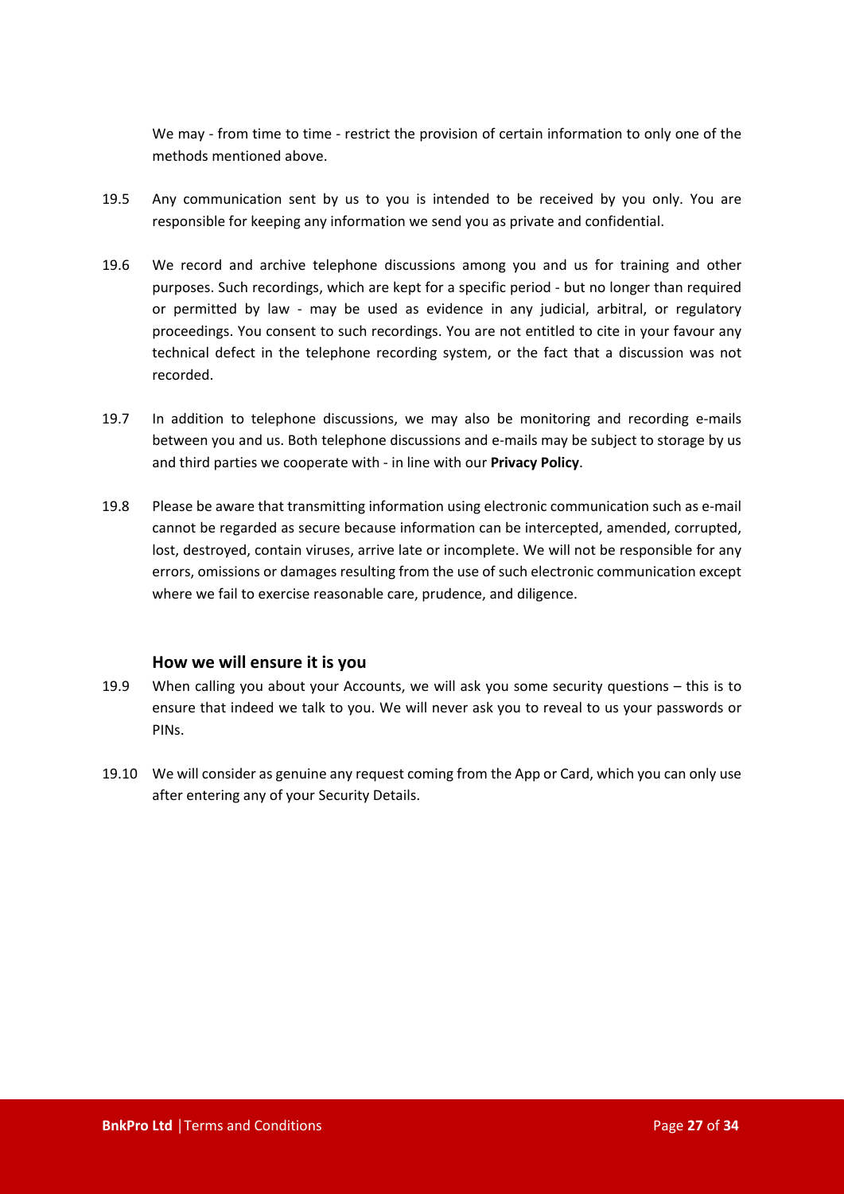We may - from time to time - restrict the provision of certain information to only one of the methods mentioned above.

19.5 Any communication sent by us to you is intended to be received by you only. You are responsible for keeping any information we send you as private and confidential.

19.6 We record and archive telephone discussions among you and us for training and other purposes. Such recordings, which are kept for a specific period - but no longer than required or permitted by law - may be used as evidence in any judicial, arbitral, or regulatory proceedings. You consent to such recordings. You are not entitled to cite in your favour any technical defect in the telephone recording system, or the fact that a discussion was not recorded.

19.7 In addition to telephone discussions, we may also be monitoring and recording e-mails between you and us. Both telephone discussions and e-mails may be subject to storage by us and third parties we cooperate with - in line with our **Privacy Policy**.

19.8 Please be aware that transmitting information using electronic communication such as e-mail cannot be regarded as secure because information can be intercepted, amended, corrupted, lost, destroyed, contain viruses, arrive late or incomplete. We will not be responsible for any errors, omissions or damages resulting from the use of such electronic communication except where we fail to exercise reasonable care, prudence, and diligence.

### How we will ensure it is you

19.9 When calling you about your Accounts, we will ask you some security questions – this is to ensure that indeed we talk to you. We will never ask you to reveal to us your passwords or PINs.

19.10 We will consider as genuine any request coming from the App or Card, which you can only use after entering any of your Security Details.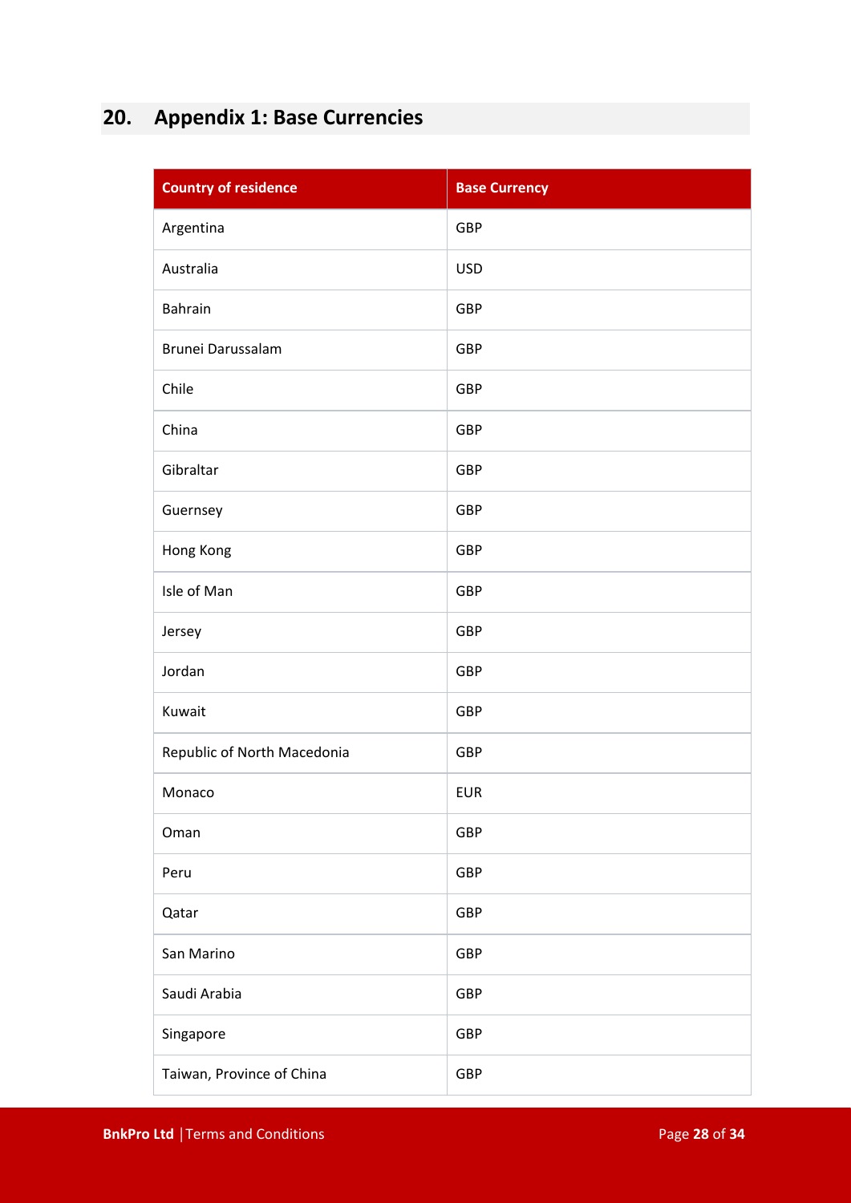## 20. Appendix 1: Base Currencies

| Country of residence | Base Currency |
|---|---|
| Argentina | GBP |
| Australia | USD |
| Bahrain | GBP |
| Brunei Darussalam | GBP |
| Chile | GBP |
| China | GBP |
| Gibraltar | GBP |
| Guernsey | GBP |
| Hong Kong | GBP |
| Isle of Man | GBP |
| Jersey | GBP |
| Jordan | GBP |
| Kuwait | GBP |
| Republic of North Macedonia | GBP |
| Monaco | EUR |
| Oman | GBP |
| Peru | GBP |
| Qatar | GBP |
| San Marino | GBP |
| Saudi Arabia | GBP |
| Singapore | GBP |
| Taiwan, Province of China | GBP |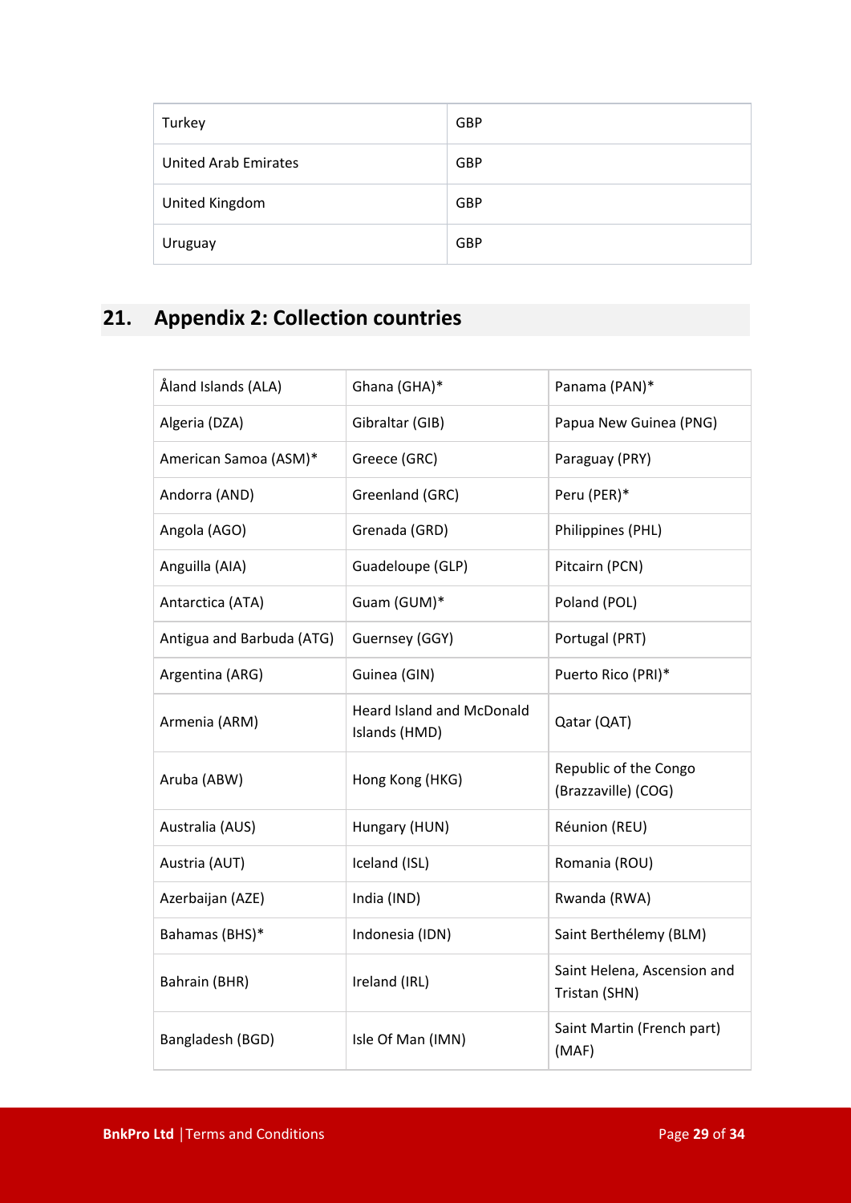| Turkey | GBP |
|---|---|
| United Arab Emirates | GBP |
| United Kingdom | GBP |
| Uruguay | GBP |

## 21. Appendix 2: Collection countries

| | | |
|---|---|---|
| Åland Islands (ALA) | Ghana (GHA)* | Panama (PAN)* |
| Algeria (DZA) | Gibraltar (GIB) | Papua New Guinea (PNG) |
| American Samoa (ASM)* | Greece (GRC) | Paraguay (PRY) |
| Andorra (AND) | Greenland (GRC) | Peru (PER)* |
| Angola (AGO) | Grenada (GRD) | Philippines (PHL) |
| Anguilla (AIA) | Guadeloupe (GLP) | Pitcairn (PCN) |
| Antarctica (ATA) | Guam (GUM)* | Poland (POL) |
| Antigua and Barbuda (ATG) | Guernsey (GGY) | Portugal (PRT) |
| Argentina (ARG) | Guinea (GIN) | Puerto Rico (PRI)* |
| Armenia (ARM) | Heard Island and McDonald Islands (HMD) | Qatar (QAT) |
| Aruba (ABW) | Hong Kong (HKG) | Republic of the Congo (Brazzaville) (COG) |
| Australia (AUS) | Hungary (HUN) | Réunion (REU) |
| Austria (AUT) | Iceland (ISL) | Romania (ROU) |
| Azerbaijan (AZE) | India (IND) | Rwanda (RWA) |
| Bahamas (BHS)* | Indonesia (IDN) | Saint Berthélemy (BLM) |
| Bahrain (BHR) | Ireland (IRL) | Saint Helena, Ascension and Tristan (SHN) |
| Bangladesh (BGD) | Isle Of Man (IMN) | Saint Martin (French part) (MAF) |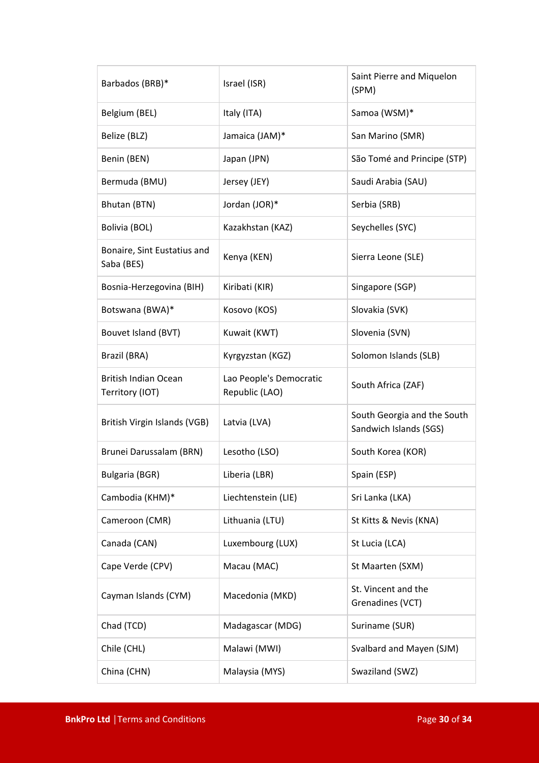| | | |
|---|---|---|
| Barbados (BRB)* | Israel (ISR) | Saint Pierre and Miquelon (SPM) |
| Belgium (BEL) | Italy (ITA) | Samoa (WSM)* |
| Belize (BLZ) | Jamaica (JAM)* | San Marino (SMR) |
| Benin (BEN) | Japan (JPN) | São Tomé and Principe (STP) |
| Bermuda (BMU) | Jersey (JEY) | Saudi Arabia (SAU) |
| Bhutan (BTN) | Jordan (JOR)* | Serbia (SRB) |
| Bolivia (BOL) | Kazakhstan (KAZ) | Seychelles (SYC) |
| Bonaire, Sint Eustatius and Saba (BES) | Kenya (KEN) | Sierra Leone (SLE) |
| Bosnia-Herzegovina (BIH) | Kiribati (KIR) | Singapore (SGP) |
| Botswana (BWA)* | Kosovo (KOS) | Slovakia (SVK) |
| Bouvet Island (BVT) | Kuwait (KWT) | Slovenia (SVN) |
| Brazil (BRA) | Kyrgyzstan (KGZ) | Solomon Islands (SLB) |
| British Indian Ocean Territory (IOT) | Lao People's Democratic Republic (LAO) | South Africa (ZAF) |
| British Virgin Islands (VGB) | Latvia (LVA) | South Georgia and the South Sandwich Islands (SGS) |
| Brunei Darussalam (BRN) | Lesotho (LSO) | South Korea (KOR) |
| Bulgaria (BGR) | Liberia (LBR) | Spain (ESP) |
| Cambodia (KHM)* | Liechtenstein (LIE) | Sri Lanka (LKA) |
| Cameroon (CMR) | Lithuania (LTU) | St Kitts & Nevis (KNA) |
| Canada (CAN) | Luxembourg (LUX) | St Lucia (LCA) |
| Cape Verde (CPV) | Macau (MAC) | St Maarten (SXM) |
| Cayman Islands (CYM) | Macedonia (MKD) | St. Vincent and the Grenadines (VCT) |
| Chad (TCD) | Madagascar (MDG) | Suriname (SUR) |
| Chile (CHL) | Malawi (MWI) | Svalbard and Mayen (SJM) |
| China (CHN) | Malaysia (MYS) | Swaziland (SWZ) |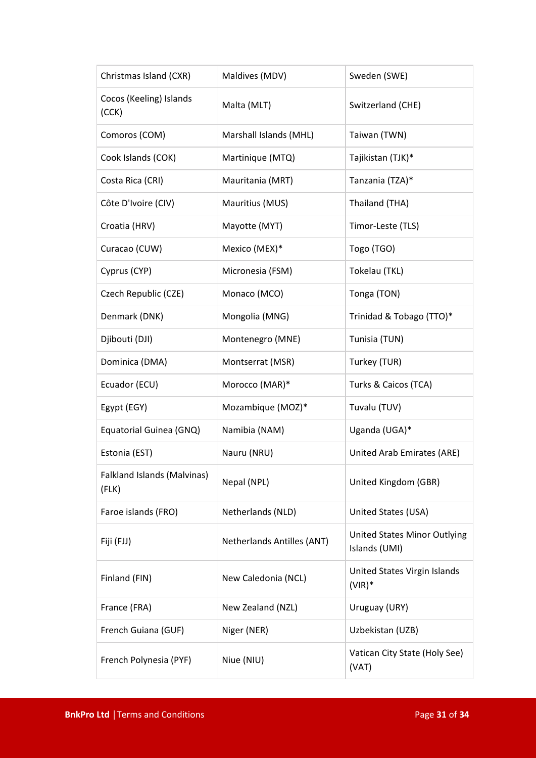| | | |
|---|---|---|
| Christmas Island (CXR) | Maldives (MDV) | Sweden (SWE) |
| Cocos (Keeling) Islands (CCK) | Malta (MLT) | Switzerland (CHE) |
| Comoros (COM) | Marshall Islands (MHL) | Taiwan (TWN) |
| Cook Islands (COK) | Martinique (MTQ) | Tajikistan (TJK)* |
| Costa Rica (CRI) | Mauritania (MRT) | Tanzania (TZA)* |
| Côte D'Ivoire (CIV) | Mauritius (MUS) | Thailand (THA) |
| Croatia (HRV) | Mayotte (MYT) | Timor-Leste (TLS) |
| Curacao (CUW) | Mexico (MEX)* | Togo (TGO) |
| Cyprus (CYP) | Micronesia (FSM) | Tokelau (TKL) |
| Czech Republic (CZE) | Monaco (MCO) | Tonga (TON) |
| Denmark (DNK) | Mongolia (MNG) | Trinidad & Tobago (TTO)* |
| Djibouti (DJI) | Montenegro (MNE) | Tunisia (TUN) |
| Dominica (DMA) | Montserrat (MSR) | Turkey (TUR) |
| Ecuador (ECU) | Morocco (MAR)* | Turks & Caicos (TCA) |
| Egypt (EGY) | Mozambique (MOZ)* | Tuvalu (TUV) |
| Equatorial Guinea (GNQ) | Namibia (NAM) | Uganda (UGA)* |
| Estonia (EST) | Nauru (NRU) | United Arab Emirates (ARE) |
| Falkland Islands (Malvinas) (FLK) | Nepal (NPL) | United Kingdom (GBR) |
| Faroe islands (FRO) | Netherlands (NLD) | United States (USA) |
| Fiji (FJJ) | Netherlands Antilles (ANT) | United States Minor Outlying Islands (UMI) |
| Finland (FIN) | New Caledonia (NCL) | United States Virgin Islands (VIR)* |
| France (FRA) | New Zealand (NZL) | Uruguay (URY) |
| French Guiana (GUF) | Niger (NER) | Uzbekistan (UZB) |
| French Polynesia (PYF) | Niue (NIU) | Vatican City State (Holy See) (VAT) |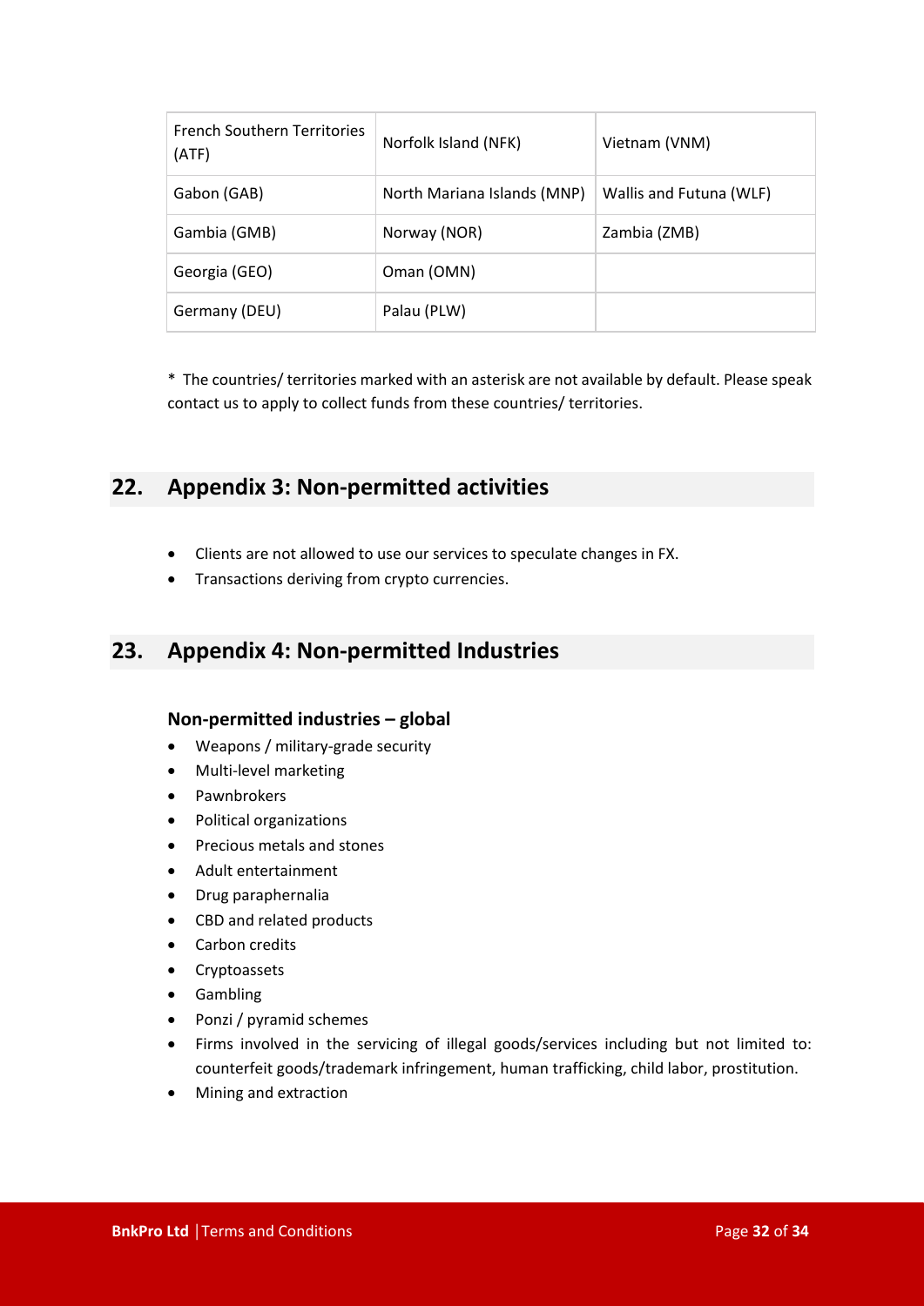| French Southern Territories (ATF) | Norfolk Island (NFK) | Vietnam (VNM) |
|---|---|---|
| Gabon (GAB) | North Mariana Islands (MNP) | Wallis and Futuna (WLF) |
| Gambia (GMB) | Norway (NOR) | Zambia (ZMB) |
| Georgia (GEO) | Oman (OMN) | |
| Germany (DEU) | Palau (PLW) | |

* The countries/ territories marked with an asterisk are not available by default. Please speak contact us to apply to collect funds from these countries/ territories.

## 22. Appendix 3: Non-permitted activities

- Clients are not allowed to use our services to speculate changes in FX.
- Transactions deriving from crypto currencies.

## 23. Appendix 4: Non-permitted Industries

### Non-permitted industries – global

- Weapons / military-grade security
- Multi-level marketing
- Pawnbrokers
- Political organizations
- Precious metals and stones
- Adult entertainment
- Drug paraphernalia
- CBD and related products
- Carbon credits
- Cryptoassets
- Gambling
- Ponzi / pyramid schemes
- Firms involved in the servicing of illegal goods/services including but not limited to: counterfeit goods/trademark infringement, human trafficking, child labor, prostitution.
- Mining and extraction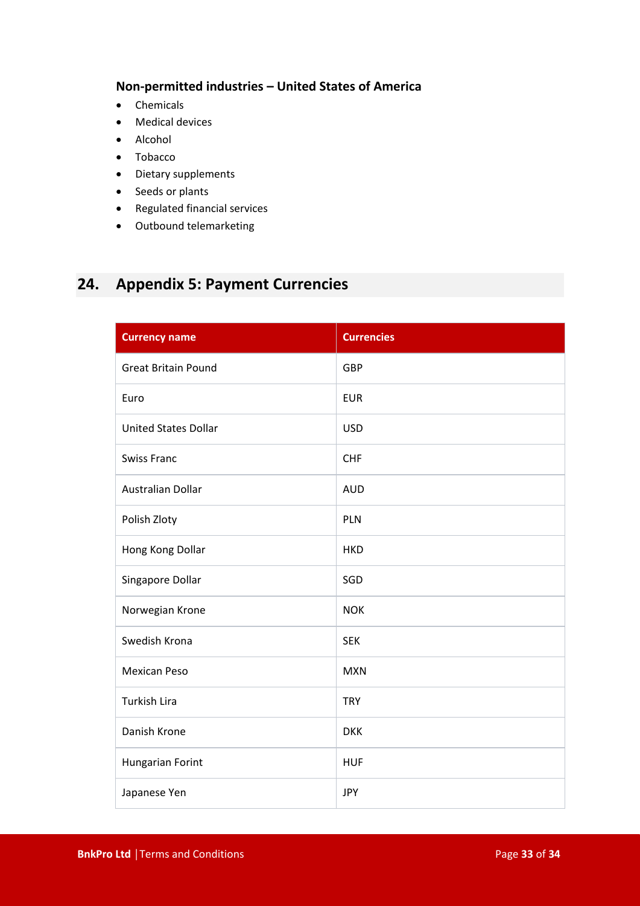### Non-permitted industries – United States of America

- Chemicals
- Medical devices
- Alcohol
- Tobacco
- Dietary supplements
- Seeds or plants
- Regulated financial services
- Outbound telemarketing

## 24. Appendix 5: Payment Currencies

| Currency name | Currencies |
| --- | --- |
| Great Britain Pound | GBP |
| Euro | EUR |
| United States Dollar | USD |
| Swiss Franc | CHF |
| Australian Dollar | AUD |
| Polish Zloty | PLN |
| Hong Kong Dollar | HKD |
| Singapore Dollar | SGD |
| Norwegian Krone | NOK |
| Swedish Krona | SEK |
| Mexican Peso | MXN |
| Turkish Lira | TRY |
| Danish Krone | DKK |
| Hungarian Forint | HUF |
| Japanese Yen | JPY |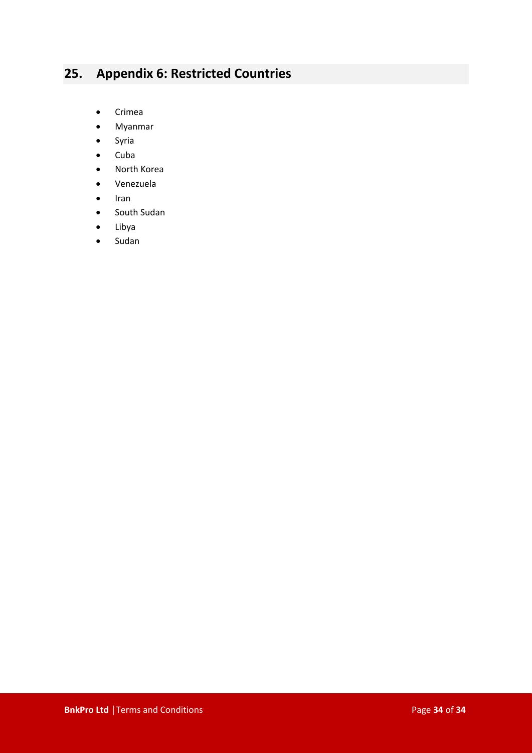## 25. Appendix 6: Restricted Countries

- Crimea
- Myanmar
- Syria
- Cuba
- North Korea
- Venezuela
- Iran
- South Sudan
- Libya
- Sudan